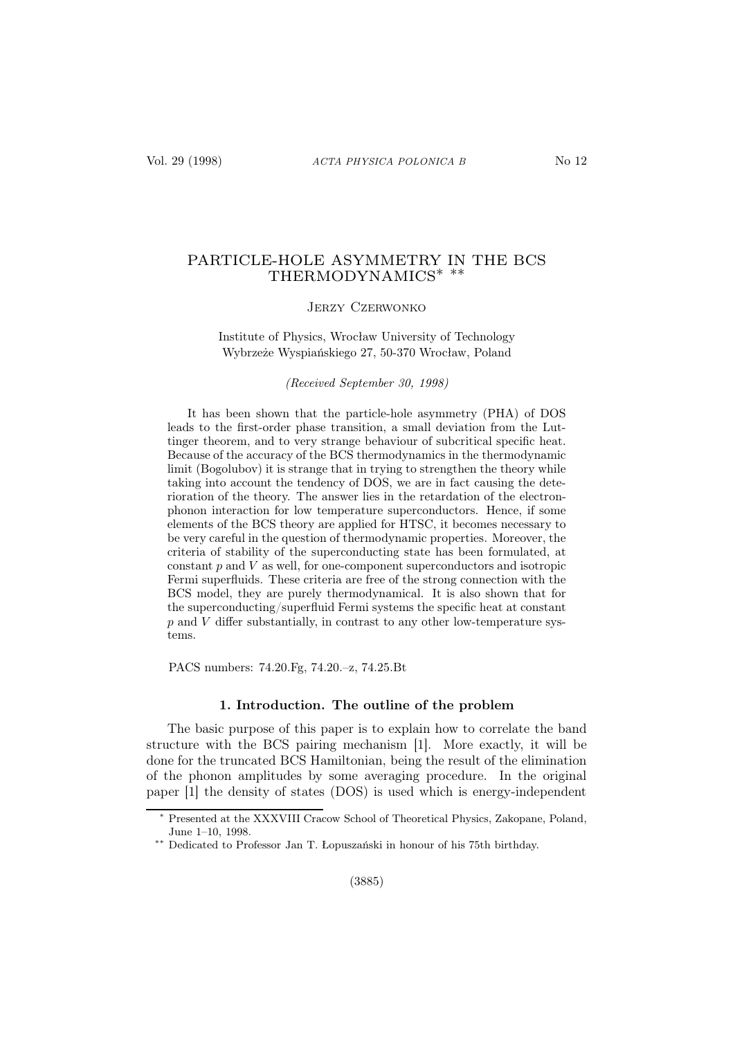# PARTICLE-HOLE ASYMMETRY IN THE BCS THERMODYNAMICS* **

Jerzy Czerwonko

Institute of Physics, Wrocław University of Technology
Wybrzeże Wyspiańskiego 27, 50-370 Wrocław, Poland

*(Received September 30, 1998)*

It has been shown that the particle-hole asymmetry (PHA) of DOS leads to the first-order phase transition, a small deviation from the Luttinger theorem, and to very strange behaviour of subcritical specific heat. Because of the accuracy of the BCS thermodynamics in the thermodynamic limit (Bogolubov) it is strange that in trying to strengthen the theory while taking into account the tendency of DOS, we are in fact causing the deterioration of the theory. The answer lies in the retardation of the electron-phonon interaction for low temperature superconductors. Hence, if some elements of the BCS theory are applied for HTSC, it becomes necessary to be very careful in the question of thermodynamic properties. Moreover, the criteria of stability of the superconducting state has been formulated, at constant $p$ and $V$ as well, for one-component superconductors and isotropic Fermi superfluids. These criteria are free of the strong connection with the BCS model, they are purely thermodynamical. It is also shown that for the superconducting/superfluid Fermi systems the specific heat at constant $p$ and $V$ differ substantially, in contrast to any other low-temperature systems.

PACS numbers: 74.20.Fg, 74.20.–z, 74.25.Bt

## 1. Introduction. The outline of the problem

The basic purpose of this paper is to explain how to correlate the band structure with the BCS pairing mechanism [1]. More exactly, it will be done for the truncated BCS Hamiltonian, being the result of the elimination of the phonon amplitudes by some averaging procedure. In the original paper [1] the density of states (DOS) is used which is energy-independent

---

* Presented at the XXXVIII Cracow School of Theoretical Physics, Zakopane, Poland, June 1–10, 1998.

** Dedicated to Professor Jan T. Łopuszański in honour of his 75th birthday.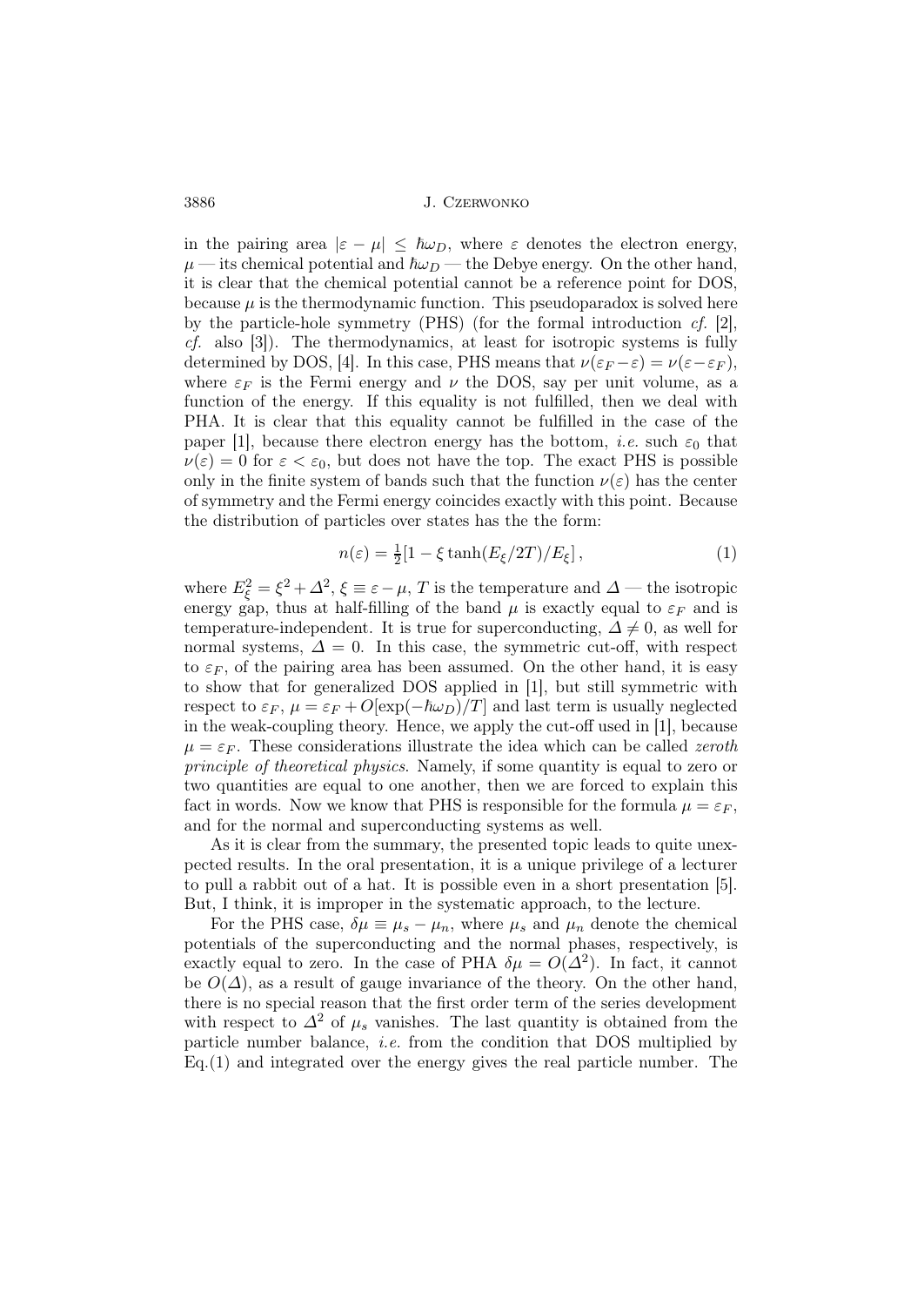in the pairing area $|\varepsilon - \mu| \leq \hbar\omega_D$, where $\varepsilon$ denotes the electron energy, $\mu$ — its chemical potential and $\hbar\omega_D$ — the Debye energy. On the other hand, it is clear that the chemical potential cannot be a reference point for DOS, because $\mu$ is the thermodynamic function. This pseudoparadox is solved here by the particle-hole symmetry (PHS) (for the formal introduction *cf.* [2], *cf.* also [3]). The thermodynamics, at least for isotropic systems is fully determined by DOS, [4]. In this case, PHS means that $\nu(\varepsilon_F - \varepsilon) = \nu(\varepsilon - \varepsilon_F)$, where $\varepsilon_F$ is the Fermi energy and $\nu$ the DOS, say per unit volume, as a function of the energy. If this equality is not fulfilled, then we deal with PHA. It is clear that this equality cannot be fulfilled in the case of the paper [1], because there electron energy has the bottom, *i.e.* such $\varepsilon_0$ that $\nu(\varepsilon) = 0$ for $\varepsilon < \varepsilon_0$, but does not have the top. The exact PHS is possible only in the finite system of bands such that the function $\nu(\varepsilon)$ has the center of symmetry and the Fermi energy coincides exactly with this point. Because the distribution of particles over states has the the form:

$$n(\varepsilon) = \tfrac{1}{2}[1 - \xi \tanh(E_\xi/2T)/E_\xi]\,, \tag{1}$$

where $E_\xi^2 = \xi^2 + \Delta^2$, $\xi \equiv \varepsilon - \mu$, $T$ is the temperature and $\Delta$ — the isotropic energy gap, thus at half-filling of the band $\mu$ is exactly equal to $\varepsilon_F$ and is temperature-independent. It is true for superconducting, $\Delta \neq 0$, as well for normal systems, $\Delta = 0$. In this case, the symmetric cut-off, with respect to $\varepsilon_F$, of the pairing area has been assumed. On the other hand, it is easy to show that for generalized DOS applied in [1], but still symmetric with respect to $\varepsilon_F$, $\mu = \varepsilon_F + O[\exp(-\hbar\omega_D)/T]$ and last term is usually neglected in the weak-coupling theory. Hence, we apply the cut-off used in [1], because $\mu = \varepsilon_F$. These considerations illustrate the idea which can be called *zeroth principle of theoretical physics*. Namely, if some quantity is equal to zero or two quantities are equal to one another, then we are forced to explain this fact in words. Now we know that PHS is responsible for the formula $\mu = \varepsilon_F$, and for the normal and superconducting systems as well.

As it is clear from the summary, the presented topic leads to quite unexpected results. In the oral presentation, it is a unique privilege of a lecturer to pull a rabbit out of a hat. It is possible even in a short presentation [5]. But, I think, it is improper in the systematic approach, to the lecture.

For the PHS case, $\delta\mu \equiv \mu_s - \mu_n$, where $\mu_s$ and $\mu_n$ denote the chemical potentials of the superconducting and the normal phases, respectively, is exactly equal to zero. In the case of PHA $\delta\mu = O(\Delta^2)$. In fact, it cannot be $O(\Delta)$, as a result of gauge invariance of the theory. On the other hand, there is no special reason that the first order term of the series development with respect to $\Delta^2$ of $\mu_s$ vanishes. The last quantity is obtained from the particle number balance, *i.e.* from the condition that DOS multiplied by Eq.(1) and integrated over the energy gives the real particle number. The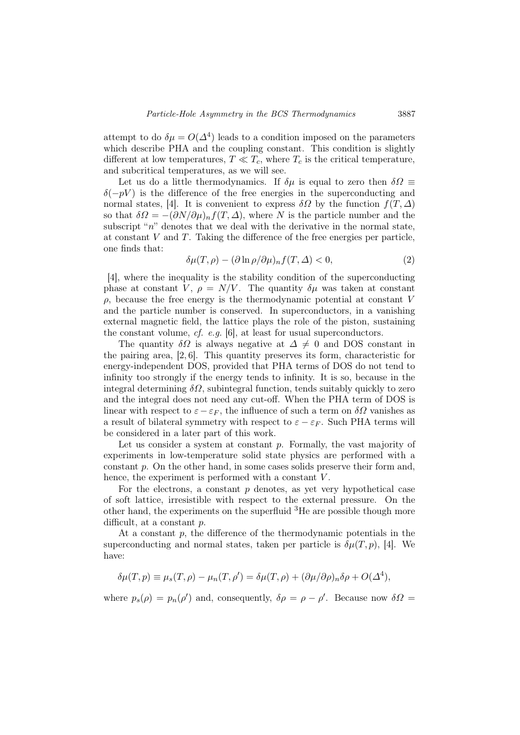attempt to do $\delta\mu = O(\Delta^4)$ leads to a condition imposed on the parameters which describe PHA and the coupling constant. This condition is slightly different at low temperatures, $T \ll T_c$, where $T_c$ is the critical temperature, and subcritical temperatures, as we will see.

Let us do a little thermodynamics. If $\delta\mu$ is equal to zero then $\delta\Omega \equiv \delta(-pV)$ is the difference of the free energies in the superconducting and normal states, [4]. It is convenient to express $\delta\Omega$ by the function $f(T, \Delta)$ so that $\delta\Omega = -(\partial N/\partial\mu)_n f(T, \Delta)$, where $N$ is the particle number and the subscript "$n$" denotes that we deal with the derivative in the normal state, at constant $V$ and $T$. Taking the difference of the free energies per particle, one finds that:

$$\delta\mu(T, \rho) - (\partial \ln \rho/\partial\mu)_n f(T, \Delta) < 0, \tag{2}$$

[4], where the inequality is the stability condition of the superconducting phase at constant $V$, $\rho = N/V$. The quantity $\delta\mu$ was taken at constant $\rho$, because the free energy is the thermodynamic potential at constant $V$ and the particle number is conserved. In superconductors, in a vanishing external magnetic field, the lattice plays the role of the piston, sustaining the constant volume, *cf. e.g.* [6], at least for usual superconductors.

The quantity $\delta\Omega$ is always negative at $\Delta \neq 0$ and DOS constant in the pairing area, [2, 6]. This quantity preserves its form, characteristic for energy-independent DOS, provided that PHA terms of DOS do not tend to infinity too strongly if the energy tends to infinity. It is so, because in the integral determining $\delta\Omega$, subintegral function, tends suitably quickly to zero and the integral does not need any cut-off. When the PHA term of DOS is linear with respect to $\varepsilon - \varepsilon_F$, the influence of such a term on $\delta\Omega$ vanishes as a result of bilateral symmetry with respect to $\varepsilon - \varepsilon_F$. Such PHA terms will be considered in a later part of this work.

Let us consider a system at constant $p$. Formally, the vast majority of experiments in low-temperature solid state physics are performed with a constant $p$. On the other hand, in some cases solids preserve their form and, hence, the experiment is performed with a constant $V$.

For the electrons, a constant $p$ denotes, as yet very hypothetical case of soft lattice, irresistible with respect to the external pressure. On the other hand, the experiments on the superfluid $^3$He are possible though more difficult, at a constant $p$.

At a constant $p$, the difference of the thermodynamic potentials in the superconducting and normal states, taken per particle is $\delta\mu(T, p)$, [4]. We have:

$$\delta\mu(T, p) \equiv \mu_s(T, \rho) - \mu_n(T, \rho') = \delta\mu(T, \rho) + (\partial\mu/\partial\rho)_n \delta\rho + O(\Delta^4),$$

where $p_s(\rho) = p_n(\rho')$ and, consequently, $\delta\rho = \rho - \rho'$. Because now $\delta\Omega =$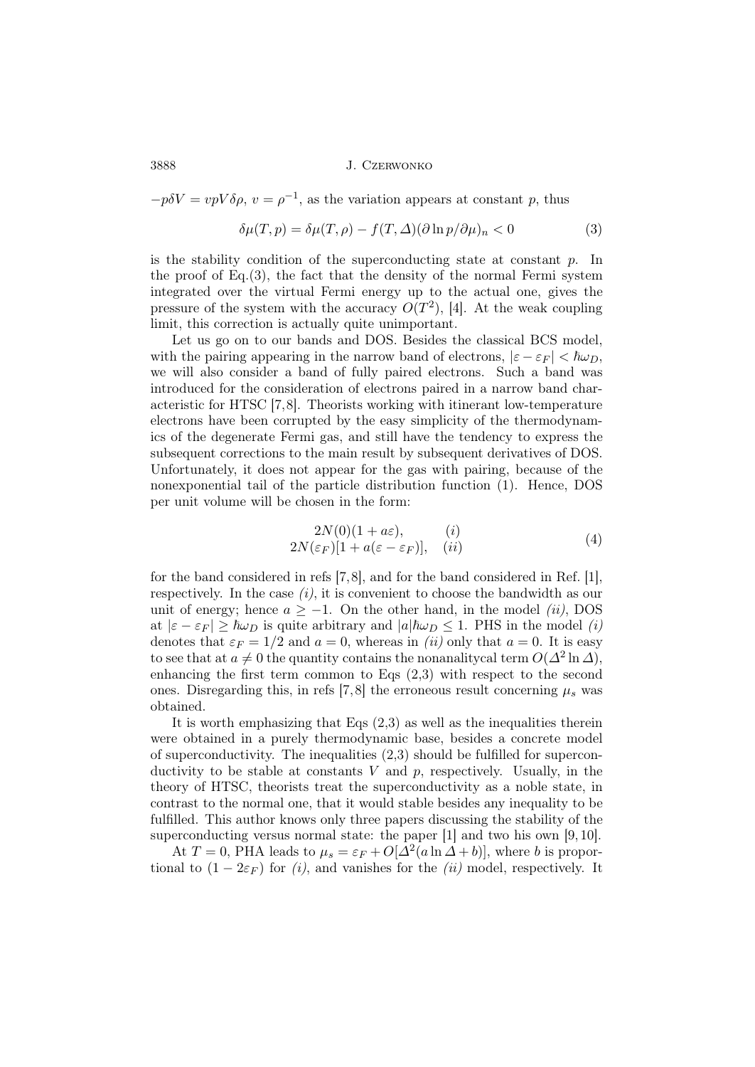$-p\delta V = vpV\delta\rho$, $v = \rho^{-1}$, as the variation appears at constant $p$, thus

$$\delta\mu(T,p) = \delta\mu(T,\rho) - f(T,\Delta)(\partial \ln p/\partial\mu)_n < 0 \tag{3}$$

is the stability condition of the superconducting state at constant $p$. In the proof of Eq.(3), the fact that the density of the normal Fermi system integrated over the virtual Fermi energy up to the actual one, gives the pressure of the system with the accuracy $O(T^2)$, [4]. At the weak coupling limit, this correction is actually quite unimportant.

Let us go on to our bands and DOS. Besides the classical BCS model, with the pairing appearing in the narrow band of electrons, $|\varepsilon - \varepsilon_F| < \hbar\omega_D$, we will also consider a band of fully paired electrons. Such a band was introduced for the consideration of electrons paired in a narrow band characteristic for HTSC [7,8]. Theorists working with itinerant low-temperature electrons have been corrupted by the easy simplicity of the thermodynamics of the degenerate Fermi gas, and still have the tendency to express the subsequent corrections to the main result by subsequent derivatives of DOS. Unfortunately, it does not appear for the gas with pairing, because of the nonexponential tail of the particle distribution function (1). Hence, DOS per unit volume will be chosen in the form:

$$\begin{array}{ll} 2N(0)(1 + a\varepsilon), & (i) \\ 2N(\varepsilon_F)[1 + a(\varepsilon - \varepsilon_F)], & (ii) \end{array} \tag{4}$$

for the band considered in refs [7,8], and for the band considered in Ref. [1], respectively. In the case *(i)*, it is convenient to choose the bandwidth as our unit of energy; hence $a \geq -1$. On the other hand, in the model *(ii)*, DOS at $|\varepsilon - \varepsilon_F| \geq \hbar\omega_D$ is quite arbitrary and $|a|\hbar\omega_D \leq 1$. PHS in the model *(i)* denotes that $\varepsilon_F = 1/2$ and $a = 0$, whereas in *(ii)* only that $a = 0$. It is easy to see that at $a \neq 0$ the quantity contains the nonanalitycal term $O(\Delta^2 \ln \Delta)$, enhancing the first term common to Eqs (2,3) with respect to the second ones. Disregarding this, in refs [7,8] the erroneous result concerning $\mu_s$ was obtained.

It is worth emphasizing that Eqs (2,3) as well as the inequalities therein were obtained in a purely thermodynamic base, besides a concrete model of superconductivity. The inequalities (2,3) should be fulfilled for superconductivity to be stable at constants $V$ and $p$, respectively. Usually, in the theory of HTSC, theorists treat the superconductivity as a noble state, in contrast to the normal one, that it would stable besides any inequality to be fulfilled. This author knows only three papers discussing the stability of the superconducting versus normal state: the paper [1] and two his own [9,10].

At $T = 0$, PHA leads to $\mu_s = \varepsilon_F + O[\Delta^2(a \ln \Delta + b)]$, where $b$ is proportional to $(1 - 2\varepsilon_F)$ for *(i)*, and vanishes for the *(ii)* model, respectively. It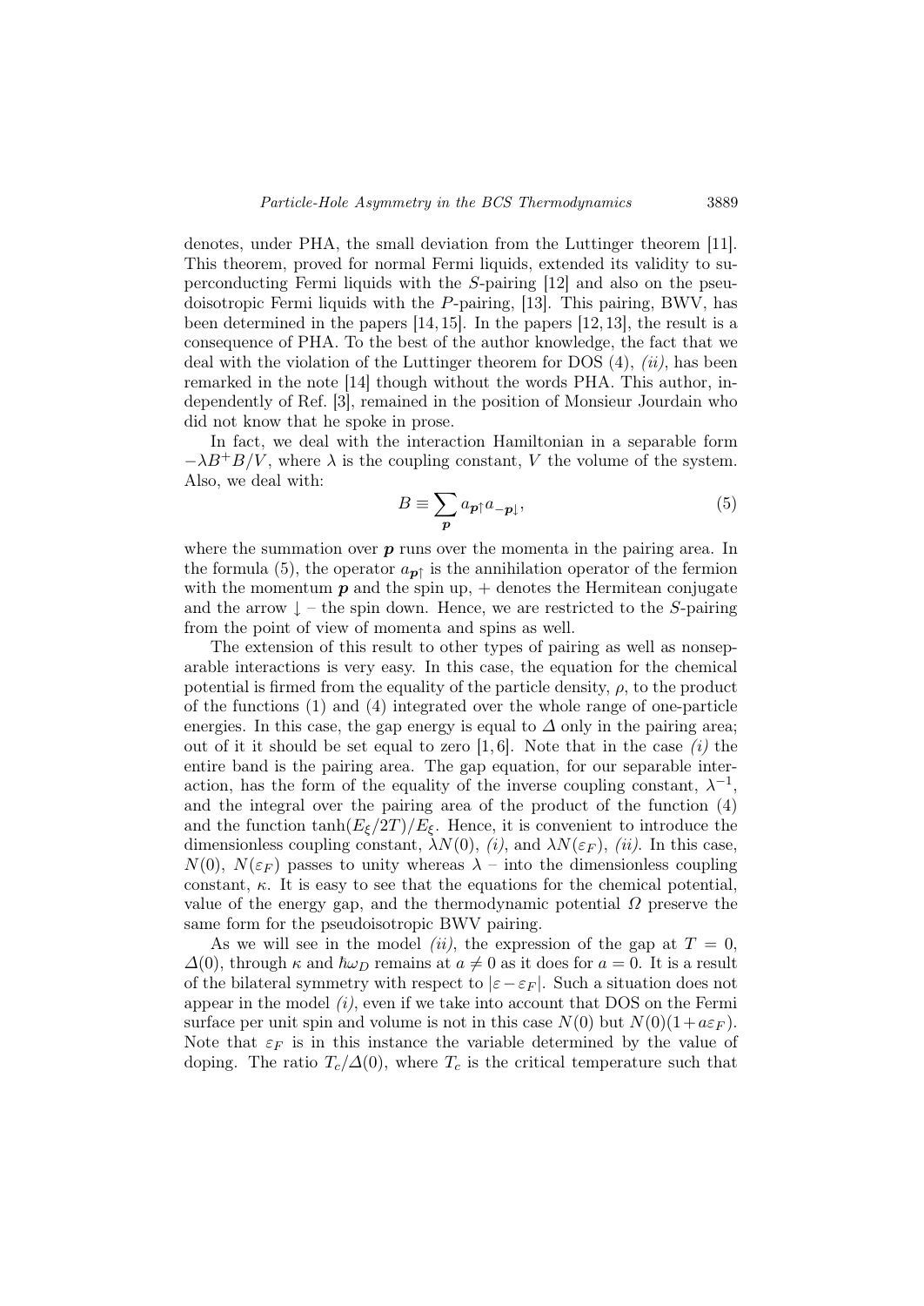denotes, under PHA, the small deviation from the Luttinger theorem [11]. This theorem, proved for normal Fermi liquids, extended its validity to superconducting Fermi liquids with the $S$-pairing [12] and also on the pseudoisotropic Fermi liquids with the $P$-pairing, [13]. This pairing, BWV, has been determined in the papers [14,15]. In the papers [12,13], the result is a consequence of PHA. To the best of the author knowledge, the fact that we deal with the violation of the Luttinger theorem for DOS (4), *(ii)*, has been remarked in the note [14] though without the words PHA. This author, independently of Ref. [3], remained in the position of Monsieur Jourdain who did not know that he spoke in prose.

In fact, we deal with the interaction Hamiltonian in a separable form $-\lambda B^{+}B/V$, where $\lambda$ is the coupling constant, $V$ the volume of the system. Also, we deal with:

$$B \equiv \sum_{\boldsymbol{p}} a_{\boldsymbol{p}\uparrow} a_{-\boldsymbol{p}\downarrow}, \tag{5}$$

where the summation over $\boldsymbol{p}$ runs over the momenta in the pairing area. In the formula (5), the operator $a_{\boldsymbol{p}\uparrow}$ is the annihilation operator of the fermion with the momentum $\boldsymbol{p}$ and the spin up, $+$ denotes the Hermitean conjugate and the arrow $\downarrow$ – the spin down. Hence, we are restricted to the $S$-pairing from the point of view of momenta and spins as well.

The extension of this result to other types of pairing as well as nonseparable interactions is very easy. In this case, the equation for the chemical potential is firmed from the equality of the particle density, $\rho$, to the product of the functions (1) and (4) integrated over the whole range of one-particle energies. In this case, the gap energy is equal to $\Delta$ only in the pairing area; out of it it should be set equal to zero [1,6]. Note that in the case *(i)* the entire band is the pairing area. The gap equation, for our separable interaction, has the form of the equality of the inverse coupling constant, $\lambda^{-1}$, and the integral over the pairing area of the product of the function (4) and the function $\tanh(E_\xi/2T)/E_\xi$. Hence, it is convenient to introduce the dimensionless coupling constant, $\lambda N(0)$, *(i)*, and $\lambda N(\varepsilon_F)$, *(ii)*. In this case, $N(0)$, $N(\varepsilon_F)$ passes to unity whereas $\lambda$ – into the dimensionless coupling constant, $\kappa$. It is easy to see that the equations for the chemical potential, value of the energy gap, and the thermodynamic potential $\Omega$ preserve the same form for the pseudoisotropic BWV pairing.

As we will see in the model *(ii)*, the expression of the gap at $T = 0$, $\Delta(0)$, through $\kappa$ and $\hbar\omega_D$ remains at $a \neq 0$ as it does for $a = 0$. It is a result of the bilateral symmetry with respect to $|\varepsilon - \varepsilon_F|$. Such a situation does not appear in the model *(i)*, even if we take into account that DOS on the Fermi surface per unit spin and volume is not in this case $N(0)$ but $N(0)(1+a\varepsilon_F)$. Note that $\varepsilon_F$ is in this instance the variable determined by the value of doping. The ratio $T_c/\Delta(0)$, where $T_c$ is the critical temperature such that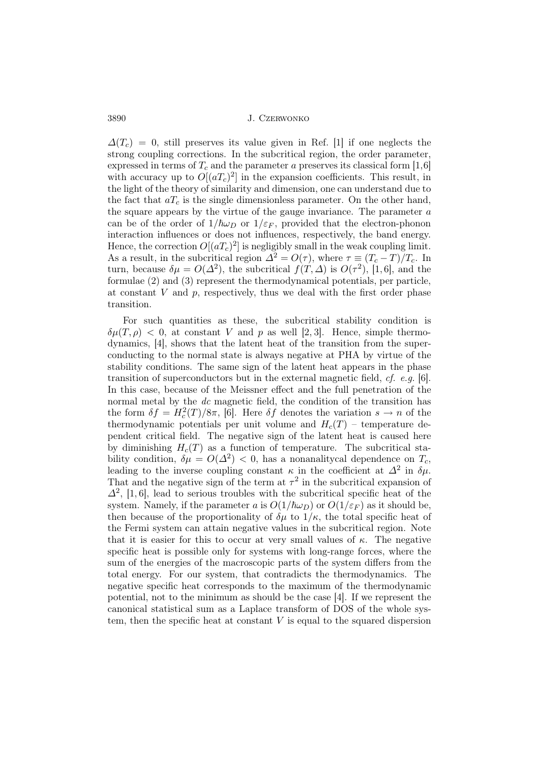$\varDelta(T_c) = 0$, still preserves its value given in Ref. [1] if one neglects the strong coupling corrections. In the subcritical region, the order parameter, expressed in terms of $T_c$ and the parameter $a$ preserves its classical form [1,6] with accuracy up to $O[(aT_c)^2]$ in the expansion coefficients. This result, in the light of the theory of similarity and dimension, one can understand due to the fact that $aT_c$ is the single dimensionless parameter. On the other hand, the square appears by the virtue of the gauge invariance. The parameter $a$ can be of the order of $1/\hbar\omega_D$ or $1/\varepsilon_F$, provided that the electron-phonon interaction influences or does not influences, respectively, the band energy. Hence, the correction $O[(aT_c)^2]$ is negligibly small in the weak coupling limit. As a result, in the subcritical region $\varDelta^2 = O(\tau)$, where $\tau \equiv (T_c - T)/T_c$. In turn, because $\delta\mu = O(\varDelta^2)$, the subcritical $f(T, \varDelta)$ is $O(\tau^2)$, [1,6], and the formulae (2) and (3) represent the thermodynamical potentials, per particle, at constant $V$ and $p$, respectively, thus we deal with the first order phase transition.

For such quantities as these, the subcritical stability condition is $\delta\mu(T, \rho) < 0$, at constant $V$ and $p$ as well [2,3]. Hence, simple thermodynamics, [4], shows that the latent heat of the transition from the superconducting to the normal state is always negative at PHA by virtue of the stability conditions. The same sign of the latent heat appears in the phase transition of superconductors but in the external magnetic field, *cf. e.g.* [6]. In this case, because of the Meissner effect and the full penetration of the normal metal by the *dc* magnetic field, the condition of the transition has the form $\delta f = H_c^2(T)/8\pi$, [6]. Here $\delta f$ denotes the variation $s \to n$ of the thermodynamic potentials per unit volume and $H_c(T)$ – temperature dependent critical field. The negative sign of the latent heat is caused here by diminishing $H_c(T)$ as a function of temperature. The subcritical stability condition, $\delta\mu = O(\varDelta^2) < 0$, has a nonanalitycal dependence on $T_c$, leading to the inverse coupling constant $\kappa$ in the coefficient at $\varDelta^2$ in $\delta\mu$. That and the negative sign of the term at $\tau^2$ in the subcritical expansion of $\varDelta^2$, [1,6], lead to serious troubles with the subcritical specific heat of the system. Namely, if the parameter $a$ is $O(1/\hbar\omega_D)$ or $O(1/\varepsilon_F)$ as it should be, then because of the proportionality of $\delta\mu$ to $1/\kappa$, the total specific heat of the Fermi system can attain negative values in the subcritical region. Note that it is easier for this to occur at very small values of $\kappa$. The negative specific heat is possible only for systems with long-range forces, where the sum of the energies of the macroscopic parts of the system differs from the total energy. For our system, that contradicts the thermodynamics. The negative specific heat corresponds to the maximum of the thermodynamic potential, not to the minimum as should be the case [4]. If we represent the canonical statistical sum as a Laplace transform of DOS of the whole system, then the specific heat at constant $V$ is equal to the squared dispersion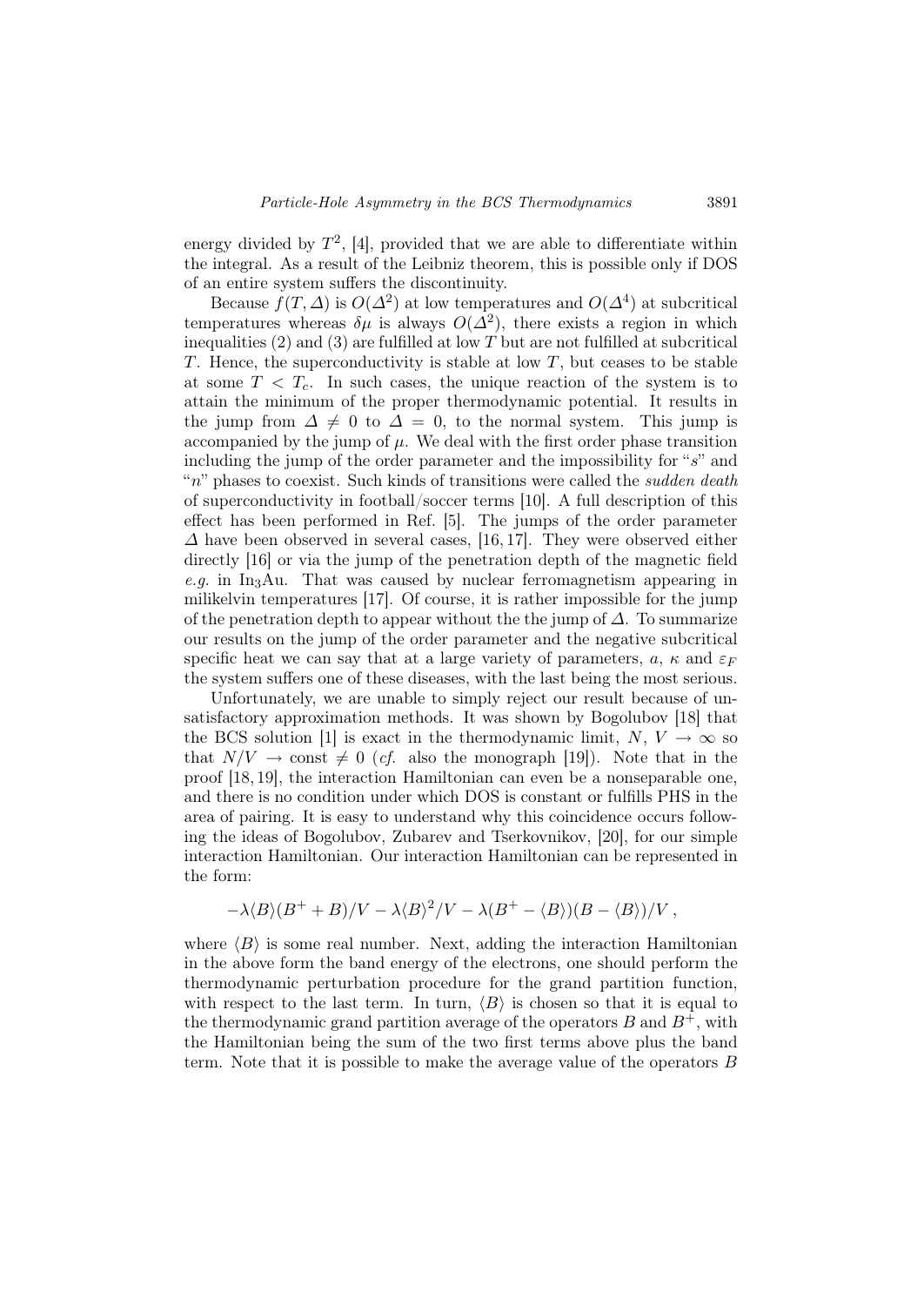energy divided by $T^2$, [4], provided that we are able to differentiate within the integral. As a result of the Leibniz theorem, this is possible only if DOS of an entire system suffers the discontinuity.

Because $f(T, \Delta)$ is $O(\Delta^2)$ at low temperatures and $O(\Delta^4)$ at subcritical temperatures whereas $\delta\mu$ is always $O(\Delta^2)$, there exists a region in which inequalities (2) and (3) are fulfilled at low $T$ but are not fulfilled at subcritical $T$. Hence, the superconductivity is stable at low $T$, but ceases to be stable at some $T < T_c$. In such cases, the unique reaction of the system is to attain the minimum of the proper thermodynamic potential. It results in the jump from $\Delta \neq 0$ to $\Delta = 0$, to the normal system. This jump is accompanied by the jump of $\mu$. We deal with the first order phase transition including the jump of the order parameter and the impossibility for "$s$" and "$n$" phases to coexist. Such kinds of transitions were called the *sudden death* of superconductivity in football/soccer terms [10]. A full description of this effect has been performed in Ref. [5]. The jumps of the order parameter $\Delta$ have been observed in several cases, [16, 17]. They were observed either directly [16] or via the jump of the penetration depth of the magnetic field *e.g.* in $In_3Au$. That was caused by nuclear ferromagnetism appearing in milikelvin temperatures [17]. Of course, it is rather impossible for the jump of the penetration depth to appear without the the jump of $\Delta$. To summarize our results on the jump of the order parameter and the negative subcritical specific heat we can say that at a large variety of parameters, $a$, $\kappa$ and $\varepsilon_F$ the system suffers one of these diseases, with the last being the most serious.

Unfortunately, we are unable to simply reject our result because of unsatisfactory approximation methods. It was shown by Bogolubov [18] that the BCS solution [1] is exact in the thermodynamic limit, $N$, $V \to \infty$ so that $N/V \to \text{const} \neq 0$ (*cf.* also the monograph [19]). Note that in the proof [18, 19], the interaction Hamiltonian can even be a nonseparable one, and there is no condition under which DOS is constant or fulfills PHS in the area of pairing. It is easy to understand why this coincidence occurs following the ideas of Bogolubov, Zubarev and Tserkovnikov, [20], for our simple interaction Hamiltonian. Our interaction Hamiltonian can be represented in the form:

$$-\lambda\langle B\rangle(B^+ + B)/V - \lambda\langle B\rangle^2/V - \lambda(B^+ - \langle B\rangle)(B - \langle B\rangle)/V\,,$$

where $\langle B\rangle$ is some real number. Next, adding the interaction Hamiltonian in the above form the band energy of the electrons, one should perform the thermodynamic perturbation procedure for the grand partition function, with respect to the last term. In turn, $\langle B\rangle$ is chosen so that it is equal to the thermodynamic grand partition average of the operators $B$ and $B^+$, with the Hamiltonian being the sum of the two first terms above plus the band term. Note that it is possible to make the average value of the operators $B$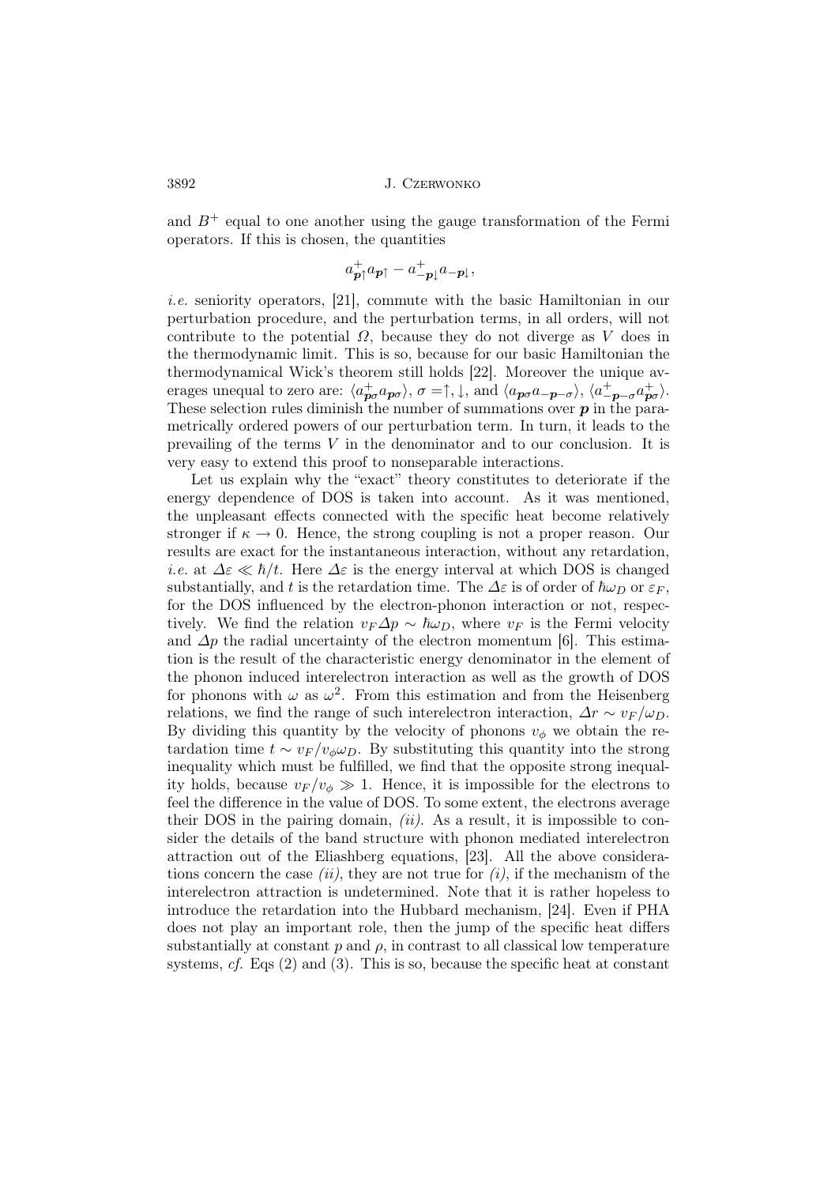and $B^+$ equal to one another using the gauge transformation of the Fermi operators. If this is chosen, the quantities

$$a^+_{\boldsymbol{p}\uparrow} a_{\boldsymbol{p}\uparrow} - a^+_{-\boldsymbol{p}\downarrow} a_{-\boldsymbol{p}\downarrow},$$

*i.e.* seniority operators, [21], commute with the basic Hamiltonian in our perturbation procedure, and the perturbation terms, in all orders, will not contribute to the potential $\Omega$, because they do not diverge as $V$ does in the thermodynamic limit. This is so, because for our basic Hamiltonian the thermodynamical Wick's theorem still holds [22]. Moreover the unique averages unequal to zero are: $\langle a^+_{\boldsymbol{p}\sigma} a_{\boldsymbol{p}\sigma}\rangle$, $\sigma = \uparrow, \downarrow$, and $\langle a_{\boldsymbol{p}\sigma} a_{-\boldsymbol{p}-\sigma}\rangle$, $\langle a^+_{-\boldsymbol{p}-\sigma} a^+_{\boldsymbol{p}\sigma}\rangle$. These selection rules diminish the number of summations over $\boldsymbol{p}$ in the parametrically ordered powers of our perturbation term. In turn, it leads to the prevailing of the terms $V$ in the denominator and to our conclusion. It is very easy to extend this proof to nonseparable interactions.

Let us explain why the "exact" theory constitutes to deteriorate if the energy dependence of DOS is taken into account. As it was mentioned, the unpleasant effects connected with the specific heat become relatively stronger if $\kappa \to 0$. Hence, the strong coupling is not a proper reason. Our results are exact for the instantaneous interaction, without any retardation, *i.e.* at $\Delta\varepsilon \ll \hbar/t$. Here $\Delta\varepsilon$ is the energy interval at which DOS is changed substantially, and $t$ is the retardation time. The $\Delta\varepsilon$ is of order of $\hbar\omega_D$ or $\varepsilon_F$, for the DOS influenced by the electron-phonon interaction or not, respectively. We find the relation $v_F \Delta p \sim \hbar\omega_D$, where $v_F$ is the Fermi velocity and $\Delta p$ the radial uncertainty of the electron momentum [6]. This estimation is the result of the characteristic energy denominator in the element of the phonon induced interelectron interaction as well as the growth of DOS for phonons with $\omega$ as $\omega^2$. From this estimation and from the Heisenberg relations, we find the range of such interelectron interaction, $\Delta r \sim v_F/\omega_D$. By dividing this quantity by the velocity of phonons $v_\phi$ we obtain the retardation time $t \sim v_F/v_\phi\omega_D$. By substituting this quantity into the strong inequality which must be fulfilled, we find that the opposite strong inequality holds, because $v_F/v_\phi \gg 1$. Hence, it is impossible for the electrons to feel the difference in the value of DOS. To some extent, the electrons average their DOS in the pairing domain, *(ii)*. As a result, it is impossible to consider the details of the band structure with phonon mediated interelectron attraction out of the Eliashberg equations, [23]. All the above considerations concern the case *(ii)*, they are not true for *(i)*, if the mechanism of the interelectron attraction is undetermined. Note that it is rather hopeless to introduce the retardation into the Hubbard mechanism, [24]. Even if PHA does not play an important role, then the jump of the specific heat differs substantially at constant $p$ and $\rho$, in contrast to all classical low temperature systems, *cf.* Eqs (2) and (3). This is so, because the specific heat at constant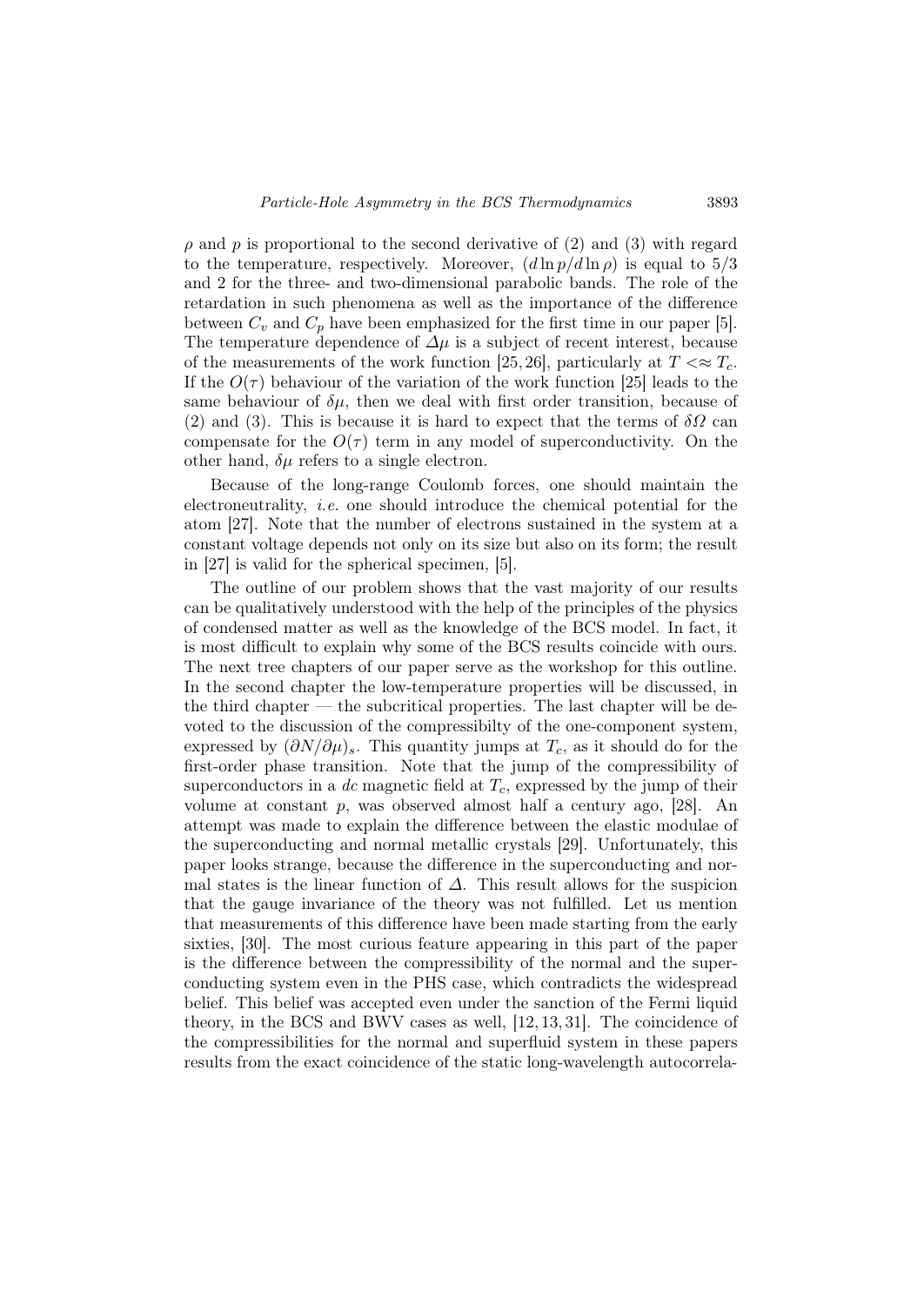$\rho$ and $p$ is proportional to the second derivative of (2) and (3) with regard to the temperature, respectively. Moreover, $(d \ln p / d \ln \rho)$ is equal to $5/3$ and 2 for the three- and two-dimensional parabolic bands. The role of the retardation in such phenomena as well as the importance of the difference between $C_v$ and $C_p$ have been emphasized for the first time in our paper [5]. The temperature dependence of $\Delta\mu$ is a subject of recent interest, because of the measurements of the work function [25, 26], particularly at $T <\approx T_c$. If the $O(\tau)$ behaviour of the variation of the work function [25] leads to the same behaviour of $\delta\mu$, then we deal with first order transition, because of (2) and (3). This is because it is hard to expect that the terms of $\delta\Omega$ can compensate for the $O(\tau)$ term in any model of superconductivity. On the other hand, $\delta\mu$ refers to a single electron.

Because of the long-range Coulomb forces, one should maintain the electroneutrality, *i.e.* one should introduce the chemical potential for the atom [27]. Note that the number of electrons sustained in the system at a constant voltage depends not only on its size but also on its form; the result in [27] is valid for the spherical specimen, [5].

The outline of our problem shows that the vast majority of our results can be qualitatively understood with the help of the principles of the physics of condensed matter as well as the knowledge of the BCS model. In fact, it is most difficult to explain why some of the BCS results coincide with ours. The next tree chapters of our paper serve as the workshop for this outline. In the second chapter the low-temperature properties will be discussed, in the third chapter — the subcritical properties. The last chapter will be devoted to the discussion of the compressibilty of the one-component system, expressed by $(\partial N / \partial \mu)_s$. This quantity jumps at $T_c$, as it should do for the first-order phase transition. Note that the jump of the compressibility of superconductors in a *dc* magnetic field at $T_c$, expressed by the jump of their volume at constant $p$, was observed almost half a century ago, [28]. An attempt was made to explain the difference between the elastic modulae of the superconducting and normal metallic crystals [29]. Unfortunately, this paper looks strange, because the difference in the superconducting and normal states is the linear function of $\Delta$. This result allows for the suspicion that the gauge invariance of the theory was not fulfilled. Let us mention that measurements of this difference have been made starting from the early sixties, [30]. The most curious feature appearing in this part of the paper is the difference between the compressibility of the normal and the superconducting system even in the PHS case, which contradicts the widespread belief. This belief was accepted even under the sanction of the Fermi liquid theory, in the BCS and BWV cases as well, [12, 13, 31]. The coincidence of the compressibilities for the normal and superfluid system in these papers results from the exact coincidence of the static long-wavelength autocorrela-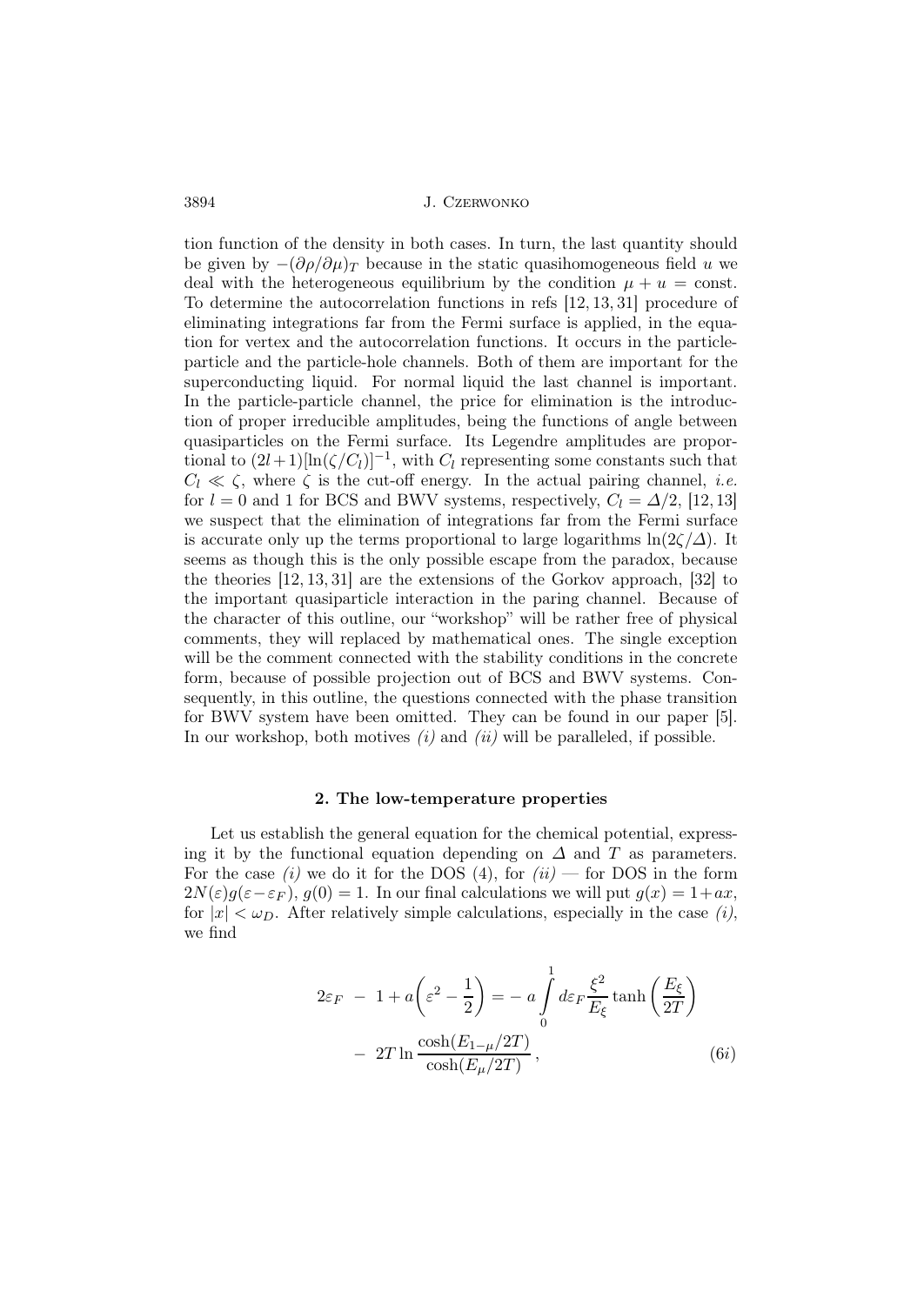tion function of the density in both cases. In turn, the last quantity should be given by $-(\partial\rho/\partial\mu)_T$ because in the static quasihomogeneous field $u$ we deal with the heterogeneous equilibrium by the condition $\mu + u = \text{const}$. To determine the autocorrelation functions in refs [12, 13, 31] procedure of eliminating integrations far from the Fermi surface is applied, in the equation for vertex and the autocorrelation functions. It occurs in the particle-particle and the particle-hole channels. Both of them are important for the superconducting liquid. For normal liquid the last channel is important. In the particle-particle channel, the price for elimination is the introduction of proper irreducible amplitudes, being the functions of angle between quasiparticles on the Fermi surface. Its Legendre amplitudes are proportional to $(2l+1)[\ln(\zeta/C_l)]^{-1}$, with $C_l$ representing some constants such that $C_l \ll \zeta$, where $\zeta$ is the cut-off energy. In the actual pairing channel, *i.e.* for $l = 0$ and 1 for BCS and BWV systems, respectively, $C_l = \Delta/2$, [12, 13] we suspect that the elimination of integrations far from the Fermi surface is accurate only up the terms proportional to large logarithms $\ln(2\zeta/\Delta)$. It seems as though this is the only possible escape from the paradox, because the theories [12, 13, 31] are the extensions of the Gorkov approach, [32] to the important quasiparticle interaction in the paring channel. Because of the character of this outline, our "workshop" will be rather free of physical comments, they will replaced by mathematical ones. The single exception will be the comment connected with the stability conditions in the concrete form, because of possible projection out of BCS and BWV systems. Consequently, in this outline, the questions connected with the phase transition for BWV system have been omitted. They can be found in our paper [5]. In our workshop, both motives *(i)* and *(ii)* will be paralleled, if possible.

## 2. The low-temperature properties

Let us establish the general equation for the chemical potential, expressing it by the functional equation depending on $\Delta$ and $T$ as parameters. For the case *(i)* we do it for the DOS (4), for *(ii)* — for DOS in the form $2N(\varepsilon)g(\varepsilon-\varepsilon_F)$, $g(0) = 1$. In our final calculations we will put $g(x) = 1+ax$, for $|x| < \omega_D$. After relatively simple calculations, especially in the case *(i)*, we find

$$2\varepsilon_F \; - \; 1 + a\left(\varepsilon^2 - \frac{1}{2}\right) = - \, a \int\limits_0^1 d\varepsilon_F \frac{\xi^2}{E_\xi} \tanh\left(\frac{E_\xi}{2T}\right) - \; 2T \ln \frac{\cosh(E_{1-\mu}/2T)}{\cosh(E_\mu/2T)} \,, \tag{6$i$}$$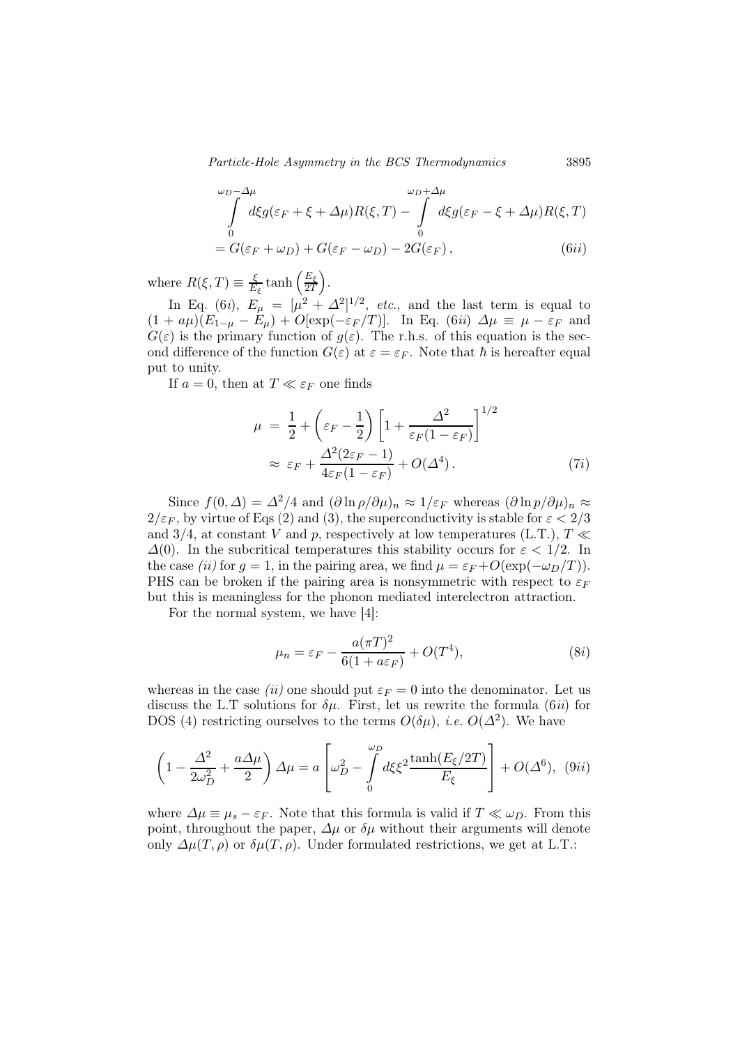$$\int_{0}^{\omega_D-\Delta\mu} d\xi g(\varepsilon_F+\xi+\Delta\mu)R(\xi,T) - \int_{0}^{\omega_D+\Delta\mu} d\xi g(\varepsilon_F-\xi+\Delta\mu)R(\xi,T)$$
$$= G(\varepsilon_F+\omega_D)+G(\varepsilon_F-\omega_D)-2G(\varepsilon_F)\,, \qquad (6ii)$$

where $R(\xi,T) \equiv \frac{\xi}{E_\xi}\tanh\left(\frac{E_\xi}{2T}\right)$.

In Eq. $(6i)$, $E_\mu = [\mu^2+\Delta^2]^{1/2}$, *etc.*, and the last term is equal to $(1+a\mu)(E_{1-\mu}-E_\mu)+O[\exp(-\varepsilon_F/T)]$. In Eq. $(6ii)$ $\Delta\mu \equiv \mu-\varepsilon_F$ and $G(\varepsilon)$ is the primary function of $g(\varepsilon)$. The r.h.s. of this equation is the second difference of the function $G(\varepsilon)$ at $\varepsilon=\varepsilon_F$. Note that $\hbar$ is hereafter equal put to unity.

If $a=0$, then at $T \ll \varepsilon_F$ one finds

$$\mu \;=\; \frac{1}{2}+\left(\varepsilon_F-\frac{1}{2}\right)\left[1+\frac{\Delta^2}{\varepsilon_F(1-\varepsilon_F)}\right]^{1/2}$$
$$\approx\; \varepsilon_F+\frac{\Delta^2(2\varepsilon_F-1)}{4\varepsilon_F(1-\varepsilon_F)}+O(\Delta^4)\,. \qquad (7i)$$

Since $f(0,\Delta)=\Delta^2/4$ and $(\partial\ln\rho/\partial\mu)_n \approx 1/\varepsilon_F$ whereas $(\partial\ln p/\partial\mu)_n \approx 2/\varepsilon_F$, by virtue of Eqs (2) and (3), the superconductivity is stable for $\varepsilon<2/3$ and $3/4$, at constant $V$ and $p$, respectively at low temperatures (L.T.), $T \ll \Delta(0)$. In the subcritical temperatures this stability occurs for $\varepsilon<1/2$. In the case *(ii)* for $g=1$, in the pairing area, we find $\mu=\varepsilon_F+O(\exp(-\omega_D/T))$. PHS can be broken if the pairing area is nonsymmetric with respect to $\varepsilon_F$ but this is meaningless for the phonon mediated interelectron attraction.

For the normal system, we have [4]:

$$\mu_n = \varepsilon_F - \frac{a(\pi T)^2}{6(1+a\varepsilon_F)}+O(T^4), \qquad (8i)$$

whereas in the case *(ii)* one should put $\varepsilon_F=0$ into the denominator. Let us discuss the L.T solutions for $\delta\mu$. First, let us rewrite the formula $(6ii)$ for DOS (4) restricting ourselves to the terms $O(\delta\mu)$, *i.e.* $O(\Delta^2)$. We have

$$\left(1-\frac{\Delta^2}{2\omega_D^2}+\frac{a\Delta\mu}{2}\right)\Delta\mu = a\left[\omega_D^2-\int_0^{\omega_D} d\xi\xi^2\frac{\tanh(E_\xi/2T)}{E_\xi}\right]+O(\Delta^6), \quad (9ii)$$

where $\Delta\mu \equiv \mu_s-\varepsilon_F$. Note that this formula is valid if $T \ll \omega_D$. From this point, throughout the paper, $\Delta\mu$ or $\delta\mu$ without their arguments will denote only $\Delta\mu(T,\rho)$ or $\delta\mu(T,\rho)$. Under formulated restrictions, we get at L.T.: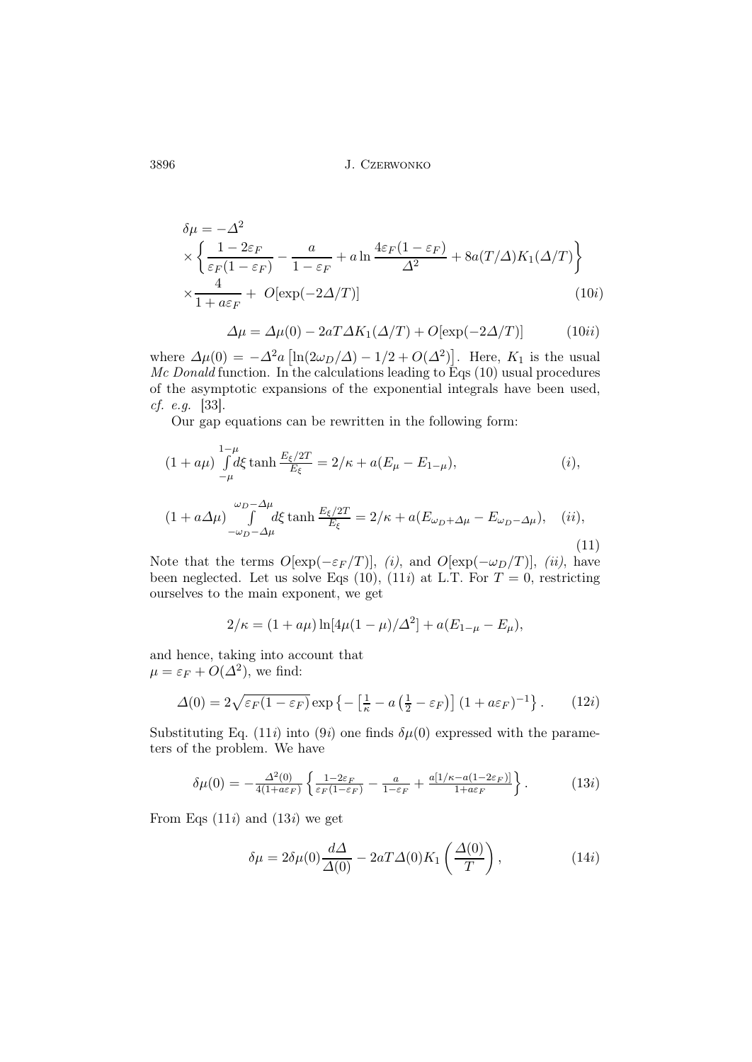$$
\begin{aligned}
\delta\mu &= -\Delta^2 \\
&\times \left\{ \frac{1-2\varepsilon_F}{\varepsilon_F(1-\varepsilon_F)} - \frac{a}{1-\varepsilon_F} + a\ln\frac{4\varepsilon_F(1-\varepsilon_F)}{\Delta^2} + 8a(T/\Delta)K_1(\Delta/T) \right\} \\
&\times \frac{4}{1+a\varepsilon_F} + \, O[\exp(-2\Delta/T)] \qquad (10i)
\end{aligned}
$$

$$
\Delta\mu = \Delta\mu(0) - 2aT\Delta K_1(\Delta/T) + O[\exp(-2\Delta/T)] \qquad (10ii)
$$

where $\Delta\mu(0) = -\Delta^2 a\left[\ln(2\omega_D/\Delta) - 1/2 + O(\Delta^2)\right]$. Here, $K_1$ is the usual *Mc Donald* function. In the calculations leading to Eqs (10) usual procedures of the asymptotic expansions of the exponential integrals have been used, *cf. e.g.* [33].

Our gap equations can be rewritten in the following form:

$$
(1+a\mu)\int\limits_{-\mu}^{1-\mu} d\xi \tanh\frac{E_\xi/2T}{E_\xi} = 2/\kappa + a(E_\mu - E_{1-\mu}), \qquad (i),
$$

$$
(1+a\Delta\mu)\int\limits_{-\omega_D-\Delta\mu}^{\omega_D-\Delta\mu} d\xi \tanh\frac{E_\xi/2T}{E_\xi} = 2/\kappa + a(E_{\omega_D+\Delta\mu} - E_{\omega_D-\Delta\mu}), \quad (ii), \qquad (11)
$$

Note that the terms $O[\exp(-\varepsilon_F/T)]$, *(i)*, and $O[\exp(-\omega_D/T)]$, *(ii)*, have been neglected. Let us solve Eqs (10), (11$i$) at L.T. For $T=0$, restricting ourselves to the main exponent, we get

$$
2/\kappa = (1+a\mu)\ln[4\mu(1-\mu)/\Delta^2] + a(E_{1-\mu} - E_\mu),
$$

and hence, taking into account that $\mu = \varepsilon_F + O(\Delta^2)$, we find:

$$
\Delta(0) = 2\sqrt{\varepsilon_F(1-\varepsilon_F)}\exp\left\{-\left[\tfrac{1}{\kappa} - a\left(\tfrac{1}{2}-\varepsilon_F\right)\right](1+a\varepsilon_F)^{-1}\right\}. \qquad (12i)
$$

Substituting Eq. (11$i$) into (9$i$) one finds $\delta\mu(0)$ expressed with the parameters of the problem. We have

$$
\delta\mu(0) = -\frac{\Delta^2(0)}{4(1+a\varepsilon_F)}\left\{\frac{1-2\varepsilon_F}{\varepsilon_F(1-\varepsilon_F)} - \frac{a}{1-\varepsilon_F} + \frac{a[1/\kappa - a(1-2\varepsilon_F)]}{1+a\varepsilon_F}\right\}. \qquad (13i)
$$

From Eqs (11$i$) and (13$i$) we get

$$
\delta\mu = 2\delta\mu(0)\frac{d\Delta}{\Delta(0)} - 2aT\Delta(0)K_1\left(\frac{\Delta(0)}{T}\right), \qquad (14i)
$$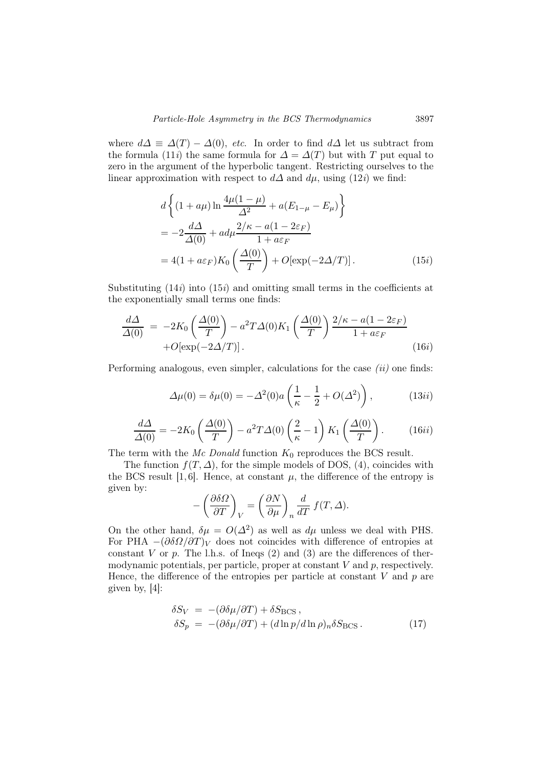where $d\Delta \equiv \Delta(T) - \Delta(0)$, *etc.* In order to find $d\Delta$ let us subtract from the formula (11*i*) the same formula for $\Delta = \Delta(T)$ but with $T$ put equal to zero in the argument of the hyperbolic tangent. Restricting ourselves to the linear approximation with respect to $d\Delta$ and $d\mu$, using (12*i*) we find:

$$
\begin{aligned}
& d\left\{ (1 + a\mu) \ln \frac{4\mu(1-\mu)}{\Delta^2} + a(E_{1-\mu} - E_\mu) \right\} \\
& = -2\frac{d\Delta}{\Delta(0)} + a d\mu \frac{2/\kappa - a(1-2\varepsilon_F)}{1 + a\varepsilon_F} \\
& = 4(1 + a\varepsilon_F) K_0\left(\frac{\Delta(0)}{T}\right) + O[\exp(-2\Delta/T)] \,. \qquad (15i)
\end{aligned}
$$

Substituting (14*i*) into (15*i*) and omitting small terms in the coefficients at the exponentially small terms one finds:

$$
\begin{aligned}
\frac{d\Delta}{\Delta(0)} \;=\; & -2K_0\left(\frac{\Delta(0)}{T}\right) - a^2 T \Delta(0) K_1\left(\frac{\Delta(0)}{T}\right) \frac{2/\kappa - a(1-2\varepsilon_F)}{1 + a\varepsilon_F} \\
& + O[\exp(-2\Delta/T)] \,. \qquad (16i)
\end{aligned}
$$

Performing analogous, even simpler, calculations for the case *(ii)* one finds:

$$
\Delta\mu(0) = \delta\mu(0) = -\Delta^2(0) a \left( \frac{1}{\kappa} - \frac{1}{2} + O(\Delta^2) \right), \qquad (13ii)
$$

$$
\frac{d\Delta}{\Delta(0)} = -2K_0\left(\frac{\Delta(0)}{T}\right) - a^2 T \Delta(0) \left(\frac{2}{\kappa} - 1\right) K_1\left(\frac{\Delta(0)}{T}\right). \qquad (16ii)
$$

The term with the *Mc Donald* function $K_0$ reproduces the BCS result.

The function $f(T, \Delta)$, for the simple models of DOS, (4), coincides with the BCS result [1,6]. Hence, at constant $\mu$, the difference of the entropy is given by:

$$
-\left(\frac{\partial \delta\Omega}{\partial T}\right)_V = \left(\frac{\partial N}{\partial \mu}\right)_n \frac{d}{dT} f(T, \Delta).
$$

On the other hand, $\delta\mu = O(\Delta^2)$ as well as $d\mu$ unless we deal with PHS. For PHA $-(\partial\delta\Omega/\partial T)_V$ does not coincides with difference of entropies at constant $V$ or $p$. The l.h.s. of Ineqs (2) and (3) are the differences of thermodynamic potentials, per particle, proper at constant $V$ and $p$, respectively. Hence, the difference of the entropies per particle at constant $V$ and $p$ are given by, [4]:

$$
\begin{aligned}
\delta S_V &= -(\partial\delta\mu/\partial T) + \delta S_{\rm BCS} \,, \\
\delta S_p &= -(\partial\delta\mu/\partial T) + (d\ln p / d\ln \rho)_n \delta S_{\rm BCS} \,. \qquad (17)
\end{aligned}
$$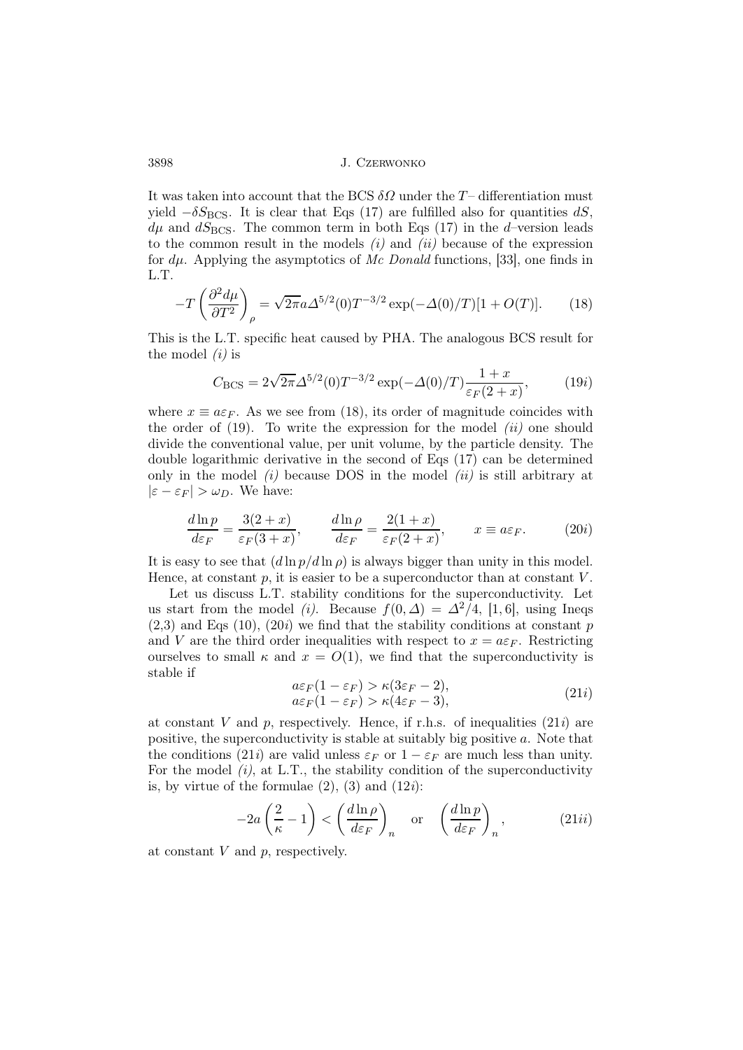It was taken into account that the BCS $\delta\Omega$ under the $T$– differentiation must yield $-\delta S_{\rm BCS}$. It is clear that Eqs (17) are fulfilled also for quantities $dS$, $d\mu$ and $dS_{\rm BCS}$. The common term in both Eqs (17) in the $d$–version leads to the common result in the models *(i)* and *(ii)* because of the expression for $d\mu$. Applying the asymptotics of *Mc Donald* functions, [33], one finds in L.T.

$$-T\left(\frac{\partial^2 d\mu}{\partial T^2}\right)_\rho = \sqrt{2\pi}a\Delta^{5/2}(0)T^{-3/2}\exp(-\Delta(0)/T)[1+O(T)]. \qquad (18)$$

This is the L.T. specific heat caused by PHA. The analogous BCS result for the model *(i)* is

$$C_{\rm BCS} = 2\sqrt{2\pi}\Delta^{5/2}(0)T^{-3/2}\exp(-\Delta(0)/T)\frac{1+x}{\varepsilon_F(2+x)}, \qquad (19i)$$

where $x \equiv a\varepsilon_F$. As we see from (18), its order of magnitude coincides with the order of (19). To write the expression for the model *(ii)* one should divide the conventional value, per unit volume, by the particle density. The double logarithmic derivative in the second of Eqs (17) can be determined only in the model *(i)* because DOS in the model *(ii)* is still arbitrary at $|\varepsilon - \varepsilon_F| > \omega_D$. We have:

$$\frac{d\ln p}{d\varepsilon_F} = \frac{3(2+x)}{\varepsilon_F(3+x)}, \qquad \frac{d\ln\rho}{d\varepsilon_F} = \frac{2(1+x)}{\varepsilon_F(2+x)}, \qquad x \equiv a\varepsilon_F. \qquad (20i)$$

It is easy to see that $(d\ln p/d\ln\rho)$ is always bigger than unity in this model. Hence, at constant $p$, it is easier to be a superconductor than at constant $V$.

Let us discuss L.T. stability conditions for the superconductivity. Let us start from the model *(i)*. Because $f(0,\Delta) = \Delta^2/4$, [1, 6], using Ineqs (2,3) and Eqs (10), (20*i*) we find that the stability conditions at constant $p$ and $V$ are the third order inequalities with respect to $x = a\varepsilon_F$. Restricting ourselves to small $\kappa$ and $x = O(1)$, we find that the superconductivity is stable if

$$\begin{aligned} a\varepsilon_F(1-\varepsilon_F) &> \kappa(3\varepsilon_F - 2), \\ a\varepsilon_F(1-\varepsilon_F) &> \kappa(4\varepsilon_F - 3), \end{aligned} \qquad (21i)$$

at constant $V$ and $p$, respectively. Hence, if r.h.s. of inequalities (21*i*) are positive, the superconductivity is stable at suitably big positive $a$. Note that the conditions (21*i*) are valid unless $\varepsilon_F$ or $1-\varepsilon_F$ are much less than unity. For the model *(i)*, at L.T., the stability condition of the superconductivity is, by virtue of the formulae (2), (3) and (12*i*):

$$-2a\left(\frac{2}{\kappa} - 1\right) < \left(\frac{d\ln\rho}{d\varepsilon_F}\right)_n \quad \text{or} \quad \left(\frac{d\ln p}{d\varepsilon_F}\right)_n, \qquad (21ii)$$

at constant $V$ and $p$, respectively.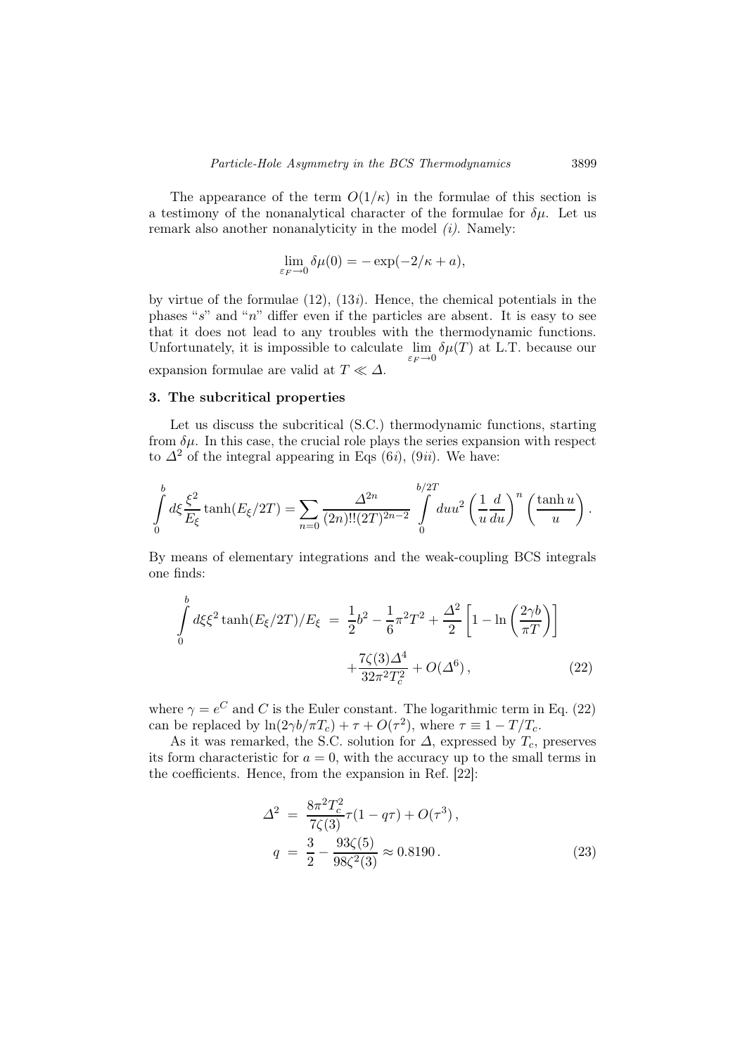The appearance of the term $O(1/\kappa)$ in the formulae of this section is a testimony of the nonanalytical character of the formulae for $\delta\mu$. Let us remark also another nonanalyticity in the model *(i)*. Namely:

$$\lim_{\varepsilon_F \to 0} \delta\mu(0) = -\exp(-2/\kappa + a),$$

by virtue of the formulae (12), (13*i*). Hence, the chemical potentials in the phases "*s*" and "*n*" differ even if the particles are absent. It is easy to see that it does not lead to any troubles with the thermodynamic functions. Unfortunately, it is impossible to calculate $\lim_{\varepsilon_F \to 0} \delta\mu(T)$ at L.T. because our expansion formulae are valid at $T \ll \Delta$.

## 3. The subcritical properties

Let us discuss the subcritical (S.C.) thermodynamic functions, starting from $\delta\mu$. In this case, the crucial role plays the series expansion with respect to $\Delta^2$ of the integral appearing in Eqs (6*i*), (9*ii*). We have:

$$\int_0^b d\xi \frac{\xi^2}{E_\xi} \tanh(E_\xi/2T) = \sum_{n=0} \frac{\Delta^{2n}}{(2n)!!(2T)^{2n-2}} \int_0^{b/2T} du u^2 \left(\frac{1}{u}\frac{d}{du}\right)^n \left(\frac{\tanh u}{u}\right).$$

By means of elementary integrations and the weak-coupling BCS integrals one finds:

$$\begin{aligned}\int_0^b d\xi \xi^2 \tanh(E_\xi/2T)/E_\xi &= \frac{1}{2}b^2 - \frac{1}{6}\pi^2 T^2 + \frac{\Delta^2}{2}\left[1 - \ln\left(\frac{2\gamma b}{\pi T}\right)\right] \\ &\quad + \frac{7\zeta(3)\Delta^4}{32\pi^2 T_c^2} + O(\Delta^6)\,, \end{aligned} \tag{22}$$

where $\gamma = e^C$ and $C$ is the Euler constant. The logarithmic term in Eq. (22) can be replaced by $\ln(2\gamma b/\pi T_c) + \tau + O(\tau^2)$, where $\tau \equiv 1 - T/T_c$.

As it was remarked, the S.C. solution for $\Delta$, expressed by $T_c$, preserves its form characteristic for $a = 0$, with the accuracy up to the small terms in the coefficients. Hence, from the expansion in Ref. [22]:

$$\begin{aligned}\Delta^2 &= \frac{8\pi^2 T_c^2}{7\zeta(3)}\tau(1 - q\tau) + O(\tau^3)\,, \\ q &= \frac{3}{2} - \frac{93\zeta(5)}{98\zeta^2(3)} \approx 0.8190\,. \end{aligned} \tag{23}$$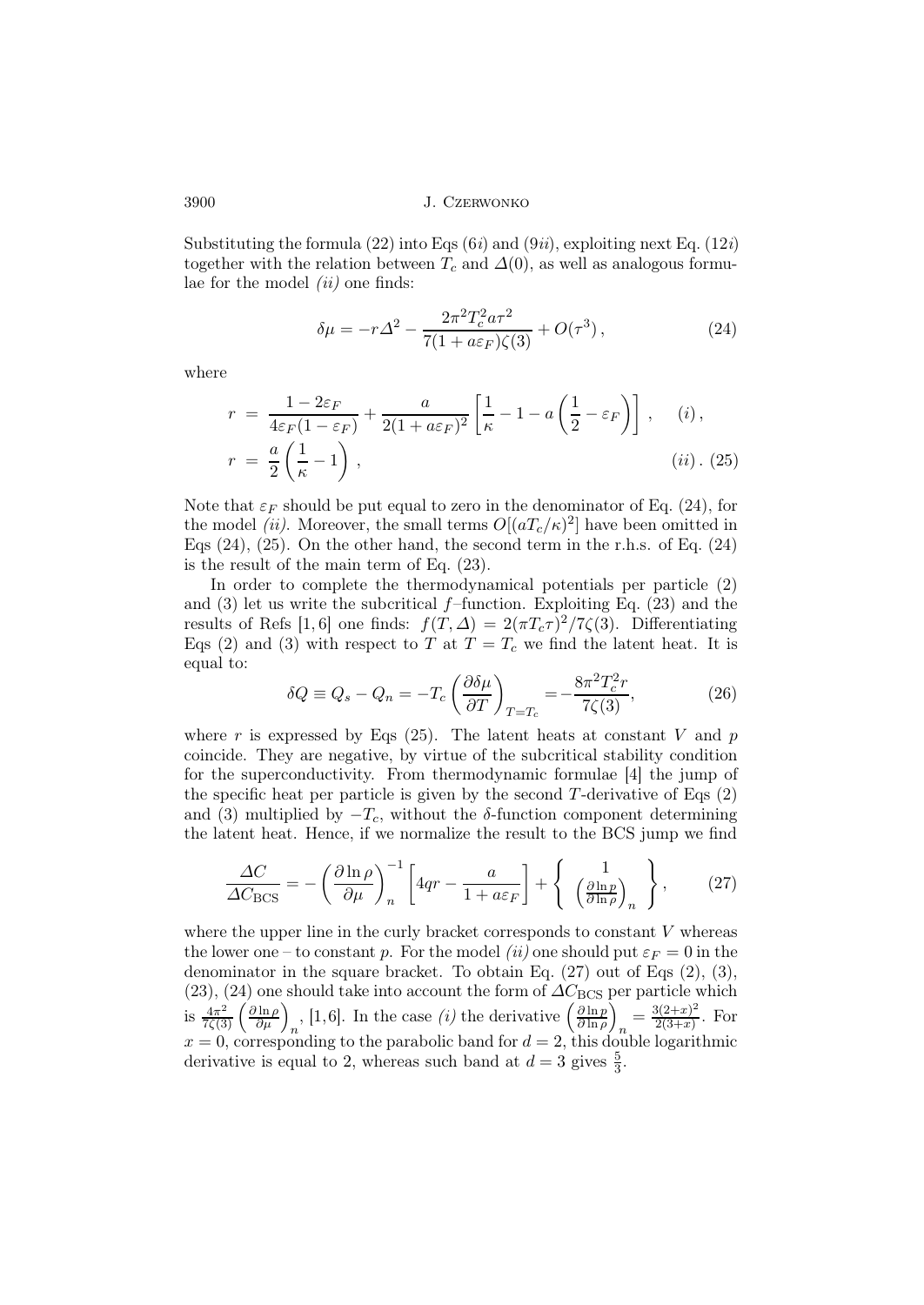Substituting the formula (22) into Eqs (6*i*) and (9*ii*), exploiting next Eq. (12*i*) together with the relation between $T_c$ and $\Delta(0)$, as well as analogous formulae for the model *(ii)* one finds:

$$\delta\mu = -r\Delta^2 - \frac{2\pi^2 T_c^2 a\tau^2}{7(1+a\varepsilon_F)\zeta(3)} + O(\tau^3)\,, \tag{24}$$

where

$$\begin{aligned} r &= \frac{1-2\varepsilon_F}{4\varepsilon_F(1-\varepsilon_F)} + \frac{a}{2(1+a\varepsilon_F)^2}\left[\frac{1}{\kappa} - 1 - a\left(\frac{1}{2} - \varepsilon_F\right)\right]\,, \qquad (i)\,, \\ r &= \frac{a}{2}\left(\frac{1}{\kappa} - 1\right)\,, \qquad (ii)\,. \end{aligned} \tag{25}$$

Note that $\varepsilon_F$ should be put equal to zero in the denominator of Eq. (24), for the model *(ii)*. Moreover, the small terms $O[(aT_c/\kappa)^2]$ have been omitted in Eqs (24), (25). On the other hand, the second term in the r.h.s. of Eq. (24) is the result of the main term of Eq. (23).

In order to complete the thermodynamical potentials per particle (2) and (3) let us write the subcritical $f$–function. Exploiting Eq. (23) and the results of Refs [1, 6] one finds: $f(T,\Delta) = 2(\pi T_c\tau)^2/7\zeta(3)$. Differentiating Eqs (2) and (3) with respect to $T$ at $T = T_c$ we find the latent heat. It is equal to:

$$\delta Q \equiv Q_s - Q_n = -T_c\left(\frac{\partial\delta\mu}{\partial T}\right)_{T=T_c} = -\frac{8\pi^2 T_c^2 r}{7\zeta(3)}, \tag{26}$$

where $r$ is expressed by Eqs (25). The latent heats at constant $V$ and $p$ coincide. They are negative, by virtue of the subcritical stability condition for the superconductivity. From thermodynamic formulae [4] the jump of the specific heat per particle is given by the second $T$-derivative of Eqs (2) and (3) multiplied by $-T_c$, without the $\delta$-function component determining the latent heat. Hence, if we normalize the result to the BCS jump we find

$$\frac{\Delta C}{\Delta C_{\mathrm{BCS}}} = -\left(\frac{\partial\ln\rho}{\partial\mu}\right)_n^{-1}\left[4qr - \frac{a}{1+a\varepsilon_F}\right] + \left\{\begin{array}{c} 1 \\ \left(\frac{\partial\ln p}{\partial\ln\rho}\right)_n \end{array}\right\}, \tag{27}$$

where the upper line in the curly bracket corresponds to constant $V$ whereas the lower one – to constant $p$. For the model *(ii)* one should put $\varepsilon_F = 0$ in the denominator in the square bracket. To obtain Eq. (27) out of Eqs (2), (3), (23), (24) one should take into account the form of $\Delta C_{\mathrm{BCS}}$ per particle which is $\frac{4\pi^2}{7\zeta(3)}\left(\frac{\partial\ln\rho}{\partial\mu}\right)_n$, [1,6]. In the case *(i)* the derivative $\left(\frac{\partial\ln p}{\partial\ln\rho}\right)_n = \frac{3(2+x)^2}{2(3+x)}$. For $x = 0$, corresponding to the parabolic band for $d = 2$, this double logarithmic derivative is equal to 2, whereas such band at $d = 3$ gives $\frac{5}{3}$.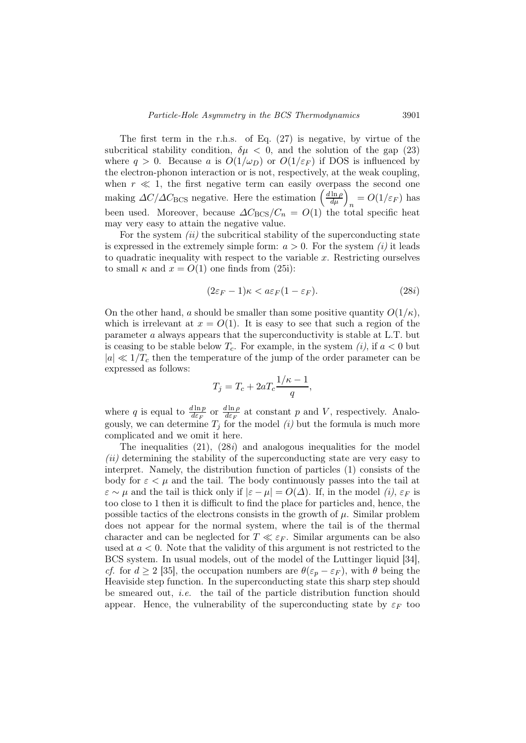The first term in the r.h.s. of Eq. (27) is negative, by virtue of the subcritical stability condition, $\delta\mu < 0$, and the solution of the gap (23) where $q > 0$. Because $a$ is $O(1/\omega_D)$ or $O(1/\varepsilon_F)$ if DOS is influenced by the electron-phonon interaction or is not, respectively, at the weak coupling, when $r \ll 1$, the first negative term can easily overpass the second one making $\Delta C/\Delta C_{\mathrm{BCS}}$ negative. Here the estimation $\left(\frac{d\ln\rho}{d\mu}\right)_n = O(1/\varepsilon_F)$ has been used. Moreover, because $\Delta C_{\mathrm{BCS}}/C_n = O(1)$ the total specific heat may very easy to attain the negative value.

For the system *(ii)* the subcritical stability of the superconducting state is expressed in the extremely simple form: $a > 0$. For the system *(i)* it leads to quadratic inequality with respect to the variable $x$. Restricting ourselves to small $\kappa$ and $x = O(1)$ one finds from (25i):

$$(2\varepsilon_F - 1)\kappa < a\varepsilon_F(1 - \varepsilon_F). \tag{28$i$}$$

On the other hand, $a$ should be smaller than some positive quantity $O(1/\kappa)$, which is irrelevant at $x = O(1)$. It is easy to see that such a region of the parameter $a$ always appears that the superconductivity is stable at L.T. but is ceasing to be stable below $T_c$. For example, in the system *(i)*, if $a < 0$ but $|a| \ll 1/T_c$ then the temperature of the jump of the order parameter can be expressed as follows:

$$T_j = T_c + 2aT_c\frac{1/\kappa - 1}{q},$$

where $q$ is equal to $\frac{d\ln p}{d\varepsilon_F}$ or $\frac{d\ln\rho}{d\varepsilon_F}$ at constant $p$ and $V$, respectively. Analogously, we can determine $T_j$ for the model *(i)* but the formula is much more complicated and we omit it here.

The inequalities (21), (28*i*) and analogous inequalities for the model *(ii)* determining the stability of the superconducting state are very easy to interpret. Namely, the distribution function of particles (1) consists of the body for $\varepsilon < \mu$ and the tail. The body continuously passes into the tail at $\varepsilon \sim \mu$ and the tail is thick only if $|\varepsilon - \mu| = O(\Delta)$. If, in the model *(i)*, $\varepsilon_F$ is too close to 1 then it is difficult to find the place for particles and, hence, the possible tactics of the electrons consists in the growth of $\mu$. Similar problem does not appear for the normal system, where the tail is of the thermal character and can be neglected for $T \ll \varepsilon_F$. Similar arguments can be also used at $a < 0$. Note that the validity of this argument is not restricted to the BCS system. In usual models, out of the model of the Luttinger liquid [34], *cf.* for $d \geq 2$ [35], the occupation numbers are $\theta(\varepsilon_p - \varepsilon_F)$, with $\theta$ being the Heaviside step function. In the superconducting state this sharp step should be smeared out, *i.e.* the tail of the particle distribution function should appear. Hence, the vulnerability of the superconducting state by $\varepsilon_F$ too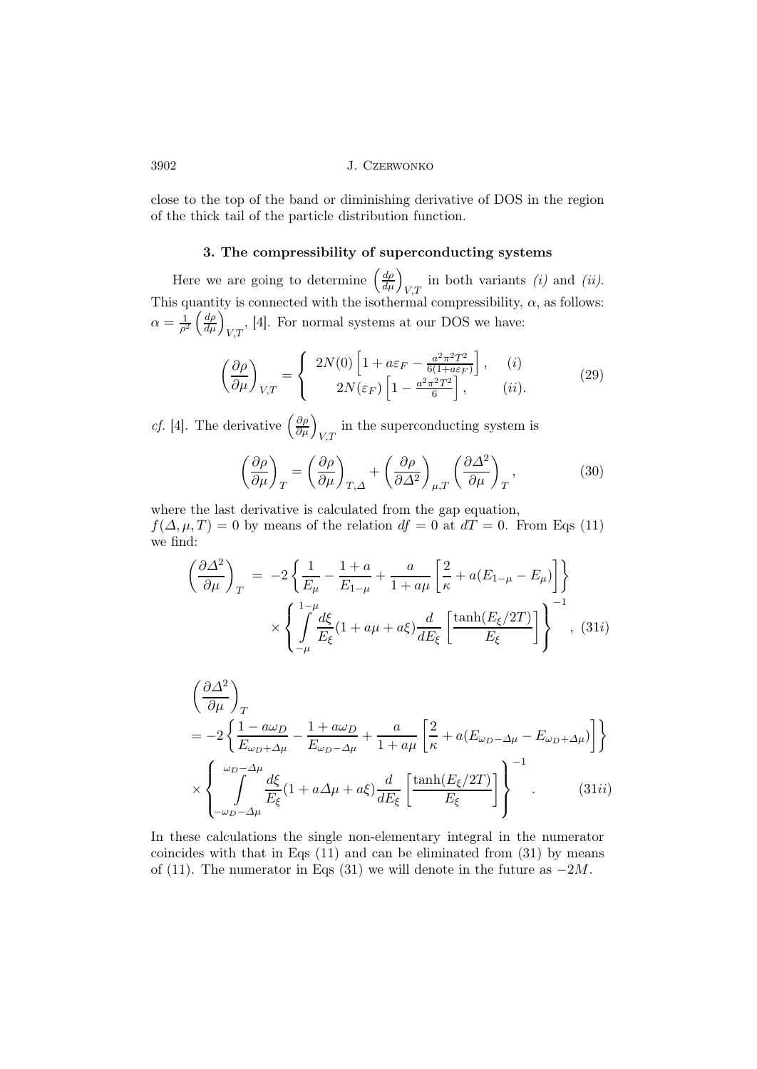close to the top of the band or diminishing derivative of DOS in the region of the thick tail of the particle distribution function.

### 3. The compressibility of superconducting systems

Here we are going to determine $\left(\frac{d\rho}{d\mu}\right)_{V,T}$ in both variants *(i)* and *(ii)*. This quantity is connected with the isothermal compressibility, $\alpha$, as follows: $\alpha = \frac{1}{\rho^2}\left(\frac{d\rho}{d\mu}\right)_{V,T}$, [4]. For normal systems at our DOS we have:

$$
\left(\frac{\partial\rho}{\partial\mu}\right)_{V,T} = \begin{cases} 2N(0)\left[1 + a\varepsilon_F - \frac{a^2\pi^2T^2}{6(1+a\varepsilon_F)}\right], & (i) \\ 2N(\varepsilon_F)\left[1 - \frac{a^2\pi^2T^2}{6}\right], & (ii). \end{cases} \tag{29}
$$

*cf.* [4]. The derivative $\left(\frac{\partial\rho}{\partial\mu}\right)_{V,T}$ in the superconducting system is

$$
\left(\frac{\partial\rho}{\partial\mu}\right)_T = \left(\frac{\partial\rho}{\partial\mu}\right)_{T,\Delta} + \left(\frac{\partial\rho}{\partial\Delta^2}\right)_{\mu,T}\left(\frac{\partial\Delta^2}{\partial\mu}\right)_T, \tag{30}
$$

where the last derivative is calculated from the gap equation, $f(\Delta,\mu,T) = 0$ by means of the relation $df = 0$ at $dT = 0$. From Eqs (11) we find:

$$
\left(\frac{\partial\Delta^2}{\partial\mu}\right)_T = -2\left\{\frac{1}{E_\mu} - \frac{1+a}{E_{1-\mu}} + \frac{a}{1+a\mu}\left[\frac{2}{\kappa} + a(E_{1-\mu} - E_\mu)\right]\right\} \times \left\{\int\limits_{-\mu}^{1-\mu}\frac{d\xi}{E_\xi}(1 + a\mu + a\xi)\frac{d}{dE_\xi}\left[\frac{\tanh(E_\xi/2T)}{E_\xi}\right]\right\}^{-1}, \tag{31i}
$$

$$
\begin{aligned}
&\left(\frac{\partial\Delta^2}{\partial\mu}\right)_T \\
&= -2\left\{\frac{1-a\omega_D}{E_{\omega_D+\Delta\mu}} - \frac{1+a\omega_D}{E_{\omega_D-\Delta\mu}} + \frac{a}{1+a\mu}\left[\frac{2}{\kappa} + a(E_{\omega_D-\Delta\mu} - E_{\omega_D+\Delta\mu})\right]\right\} \\
&\times \left\{\int\limits_{-\omega_D-\Delta\mu}^{\omega_D-\Delta\mu}\frac{d\xi}{E_\xi}(1 + a\Delta\mu + a\xi)\frac{d}{dE_\xi}\left[\frac{\tanh(E_\xi/2T)}{E_\xi}\right]\right\}^{-1}.
\end{aligned} \tag{31ii}
$$

In these calculations the single non-elementary integral in the numerator coincides with that in Eqs (11) and can be eliminated from (31) by means of (11). The numerator in Eqs (31) we will denote in the future as $-2M$.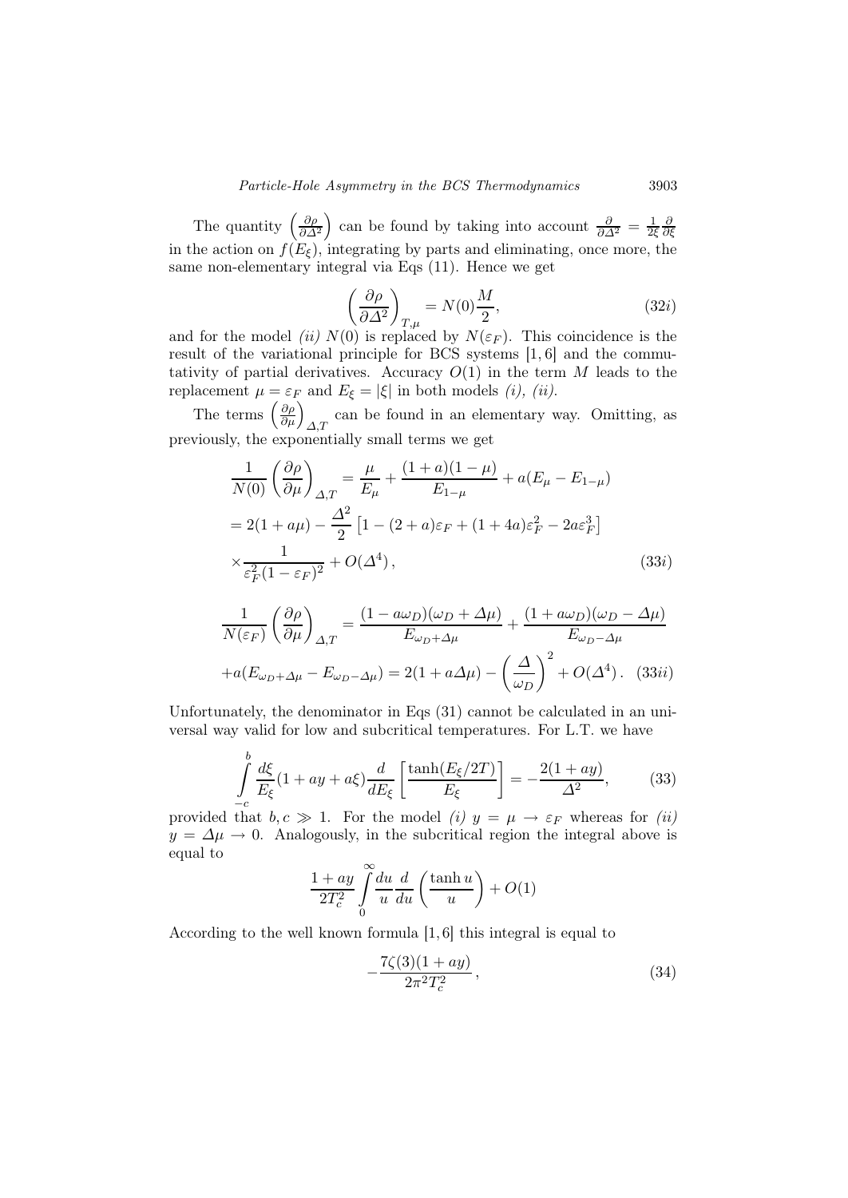The quantity $\left(\frac{\partial \rho}{\partial \Delta^2}\right)$ can be found by taking into account $\frac{\partial}{\partial \Delta^2} = \frac{1}{2\xi}\frac{\partial}{\partial \xi}$ in the action on $f(E_\xi)$, integrating by parts and eliminating, once more, the same non-elementary integral via Eqs (11). Hence we get

$$\left(\frac{\partial \rho}{\partial \Delta^2}\right)_{T,\mu} = N(0)\frac{M}{2}, \tag{32$i$}$$

and for the model *(ii)* $N(0)$ is replaced by $N(\varepsilon_F)$. This coincidence is the result of the variational principle for BCS systems [1, 6] and the commutativity of partial derivatives. Accuracy $O(1)$ in the term $M$ leads to the replacement $\mu = \varepsilon_F$ and $E_\xi = |\xi|$ in both models *(i), (ii)*.

The terms $\left(\frac{\partial \rho}{\partial \mu}\right)_{\Delta,T}$ can be found in an elementary way. Omitting, as previously, the exponentially small terms we get

$$\begin{aligned}
\frac{1}{N(0)}\left(\frac{\partial \rho}{\partial \mu}\right)_{\Delta,T} &= \frac{\mu}{E_\mu} + \frac{(1+a)(1-\mu)}{E_{1-\mu}} + a(E_\mu - E_{1-\mu}) \\
&= 2(1+a\mu) - \frac{\Delta^2}{2}\left[1-(2+a)\varepsilon_F + (1+4a)\varepsilon_F^2 - 2a\varepsilon_F^3\right] \\
&\times \frac{1}{\varepsilon_F^2(1-\varepsilon_F)^2} + O(\Delta^4),
\end{aligned} \tag{33$i$}$$

$$\begin{aligned}
\frac{1}{N(\varepsilon_F)}\left(\frac{\partial \rho}{\partial \mu}\right)_{\Delta,T} &= \frac{(1-a\omega_D)(\omega_D+\Delta\mu)}{E_{\omega_D+\Delta\mu}} + \frac{(1+a\omega_D)(\omega_D-\Delta\mu)}{E_{\omega_D-\Delta\mu}} \\
&+ a(E_{\omega_D+\Delta\mu} - E_{\omega_D-\Delta\mu}) = 2(1+a\Delta\mu) - \left(\frac{\Delta}{\omega_D}\right)^2 + O(\Delta^4).
\end{aligned} \tag{33$ii$}$$

Unfortunately, the denominator in Eqs (31) cannot be calculated in an universal way valid for low and subcritical temperatures. For L.T. we have

$$\int_{-c}^{b} \frac{d\xi}{E_\xi}(1+ay+a\xi)\frac{d}{dE_\xi}\left[\frac{\tanh(E_\xi/2T)}{E_\xi}\right] = -\frac{2(1+ay)}{\Delta^2}, \tag{33}$$

provided that $b, c \gg 1$. For the model *(i)* $y = \mu \to \varepsilon_F$ whereas for *(ii)* $y = \Delta\mu \to 0$. Analogously, in the subcritical region the integral above is equal to

$$\frac{1+ay}{2T_c^2}\int_0^\infty \frac{du}{u}\frac{d}{du}\left(\frac{\tanh u}{u}\right) + O(1)$$

According to the well known formula [1, 6] this integral is equal to

$$-\frac{7\zeta(3)(1+ay)}{2\pi^2 T_c^2}, \tag{34}$$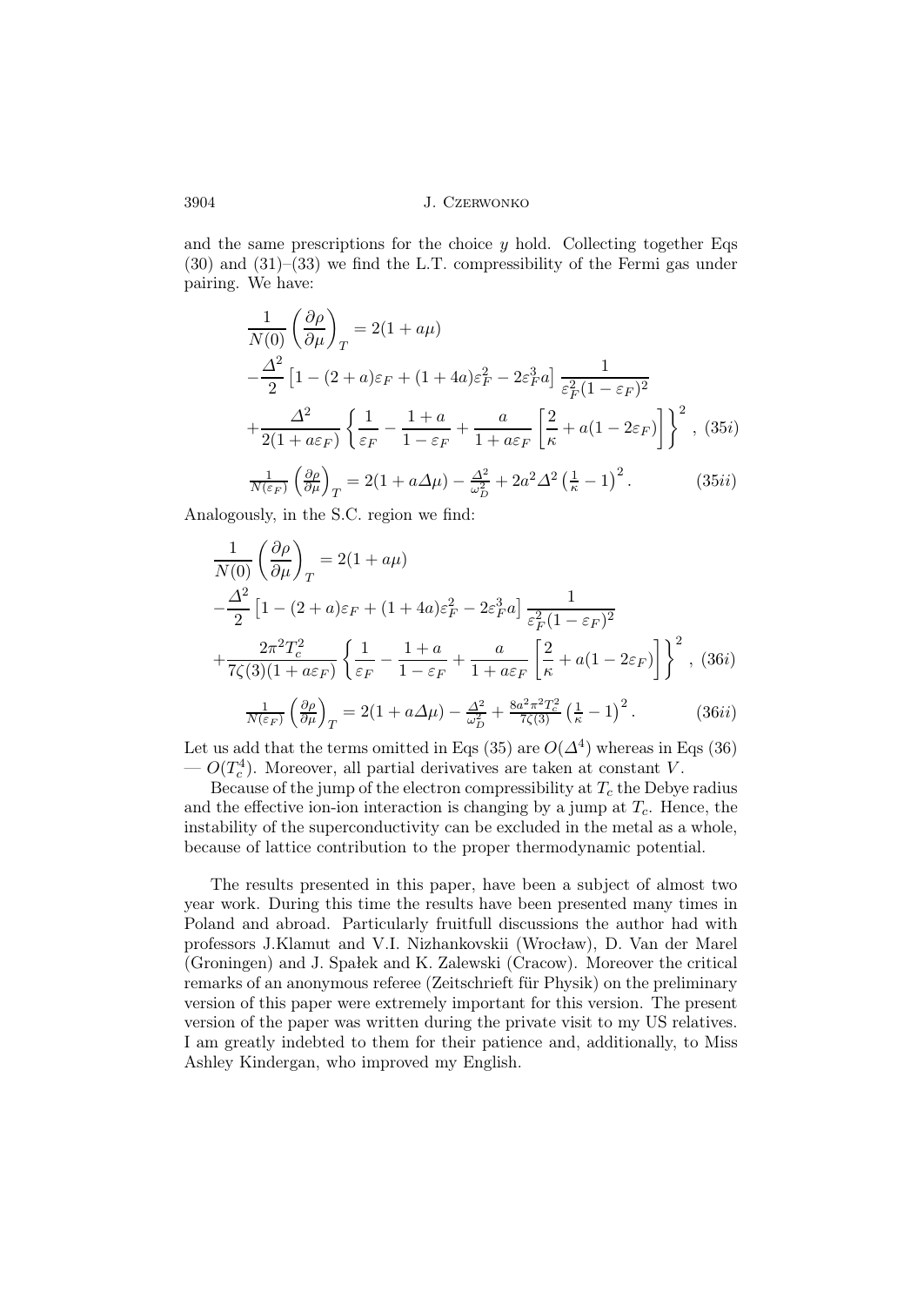and the same prescriptions for the choice $y$ hold. Collecting together Eqs (30) and (31)–(33) we find the L.T. compressibility of the Fermi gas under pairing. We have:

$$
\begin{aligned}
&\frac{1}{N(0)}\left(\frac{\partial\rho}{\partial\mu}\right)_T = 2(1+a\mu) \\
&-\frac{\Delta^2}{2}\left[1-(2+a)\varepsilon_F+(1+4a)\varepsilon_F^2-2\varepsilon_F^3 a\right]\frac{1}{\varepsilon_F^2(1-\varepsilon_F)^2} \\
&+\frac{\Delta^2}{2(1+a\varepsilon_F)}\left\{\frac{1}{\varepsilon_F}-\frac{1+a}{1-\varepsilon_F}+\frac{a}{1+a\varepsilon_F}\left[\frac{2}{\kappa}+a(1-2\varepsilon_F)\right]\right\}^2 , \quad (35i)
\end{aligned}
$$

$$
\frac{1}{N(\varepsilon_F)}\left(\frac{\partial\rho}{\partial\mu}\right)_T = 2(1+a\Delta\mu)-\frac{\Delta^2}{\omega_D^2}+2a^2\Delta^2\left(\frac{1}{\kappa}-1\right)^2 . \quad (35ii)
$$

Analogously, in the S.C. region we find:

$$
\begin{aligned}
&\frac{1}{N(0)}\left(\frac{\partial\rho}{\partial\mu}\right)_T = 2(1+a\mu) \\
&-\frac{\Delta^2}{2}\left[1-(2+a)\varepsilon_F+(1+4a)\varepsilon_F^2-2\varepsilon_F^3 a\right]\frac{1}{\varepsilon_F^2(1-\varepsilon_F)^2} \\
&+\frac{2\pi^2 T_c^2}{7\zeta(3)(1+a\varepsilon_F)}\left\{\frac{1}{\varepsilon_F}-\frac{1+a}{1-\varepsilon_F}+\frac{a}{1+a\varepsilon_F}\left[\frac{2}{\kappa}+a(1-2\varepsilon_F)\right]\right\}^2 , \quad (36i)
\end{aligned}
$$

$$
\frac{1}{N(\varepsilon_F)}\left(\frac{\partial\rho}{\partial\mu}\right)_T = 2(1+a\Delta\mu)-\frac{\Delta^2}{\omega_D^2}+\frac{8a^2\pi^2T_c^2}{7\zeta(3)}\left(\frac{1}{\kappa}-1\right)^2 . \quad (36ii)
$$

Let us add that the terms omitted in Eqs (35) are $O(\Delta^4)$ whereas in Eqs (36) — $O(T_c^4)$. Moreover, all partial derivatives are taken at constant $V$.

Because of the jump of the electron compressibility at $T_c$ the Debye radius and the effective ion-ion interaction is changing by a jump at $T_c$. Hence, the instability of the superconductivity can be excluded in the metal as a whole, because of lattice contribution to the proper thermodynamic potential.

The results presented in this paper, have been a subject of almost two year work. During this time the results have been presented many times in Poland and abroad. Particularly fruitfull discussions the author had with professors J.Klamut and V.I. Nizhankovskii (Wrocław), D. Van der Marel (Groningen) and J. Spałek and K. Zalewski (Cracow). Moreover the critical remarks of an anonymous referee (Zeitschrieft für Physik) on the preliminary version of this paper were extremely important for this version. The present version of the paper was written during the private visit to my US relatives. I am greatly indebted to them for their patience and, additionally, to Miss Ashley Kindergan, who improved my English.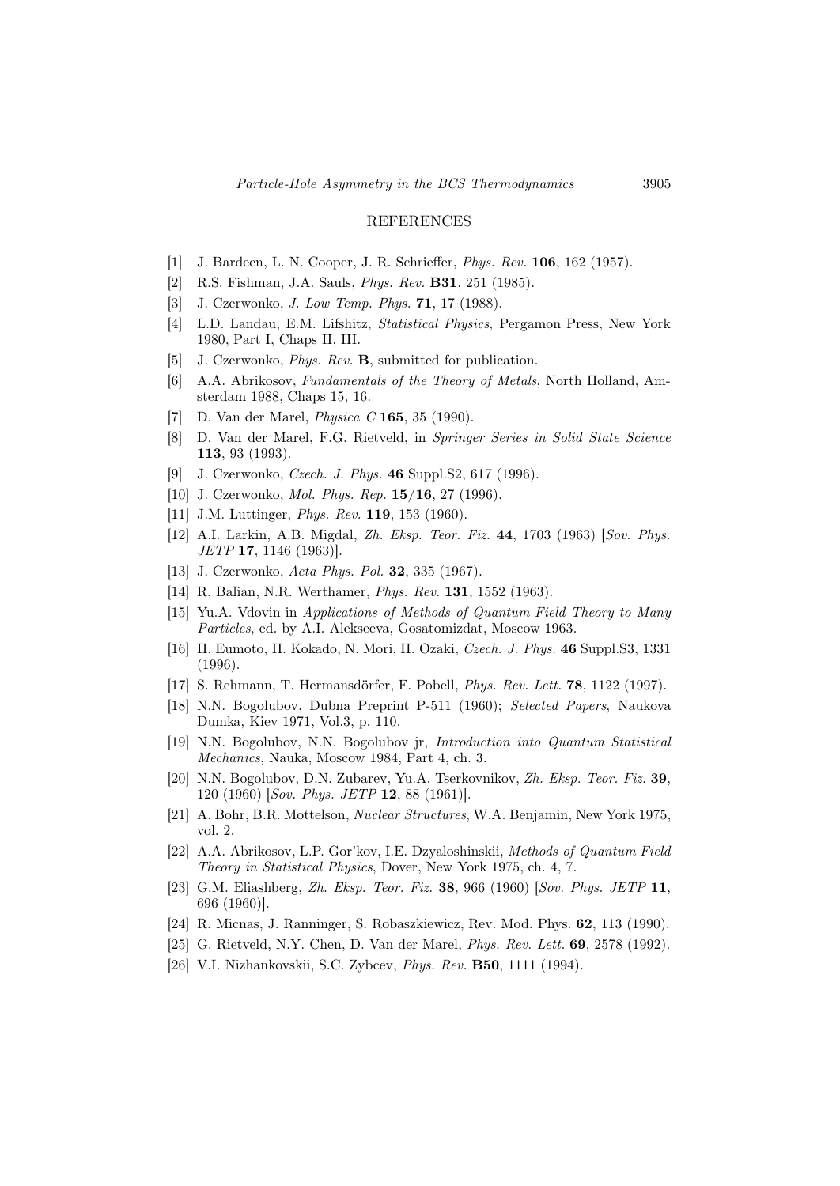## REFERENCES

[1] J. Bardeen, L. N. Cooper, J. R. Schrieffer, *Phys. Rev.* **106**, 162 (1957).

[2] R.S. Fishman, J.A. Sauls, *Phys. Rev.* **B31**, 251 (1985).

[3] J. Czerwonko, *J. Low Temp. Phys.* **71**, 17 (1988).

[4] L.D. Landau, E.M. Lifshitz, *Statistical Physics*, Pergamon Press, New York 1980, Part I, Chaps II, III.

[5] J. Czerwonko, *Phys. Rev.* **B**, submitted for publication.

[6] A.A. Abrikosov, *Fundamentals of the Theory of Metals*, North Holland, Amsterdam 1988, Chaps 15, 16.

[7] D. Van der Marel, *Physica C* **165**, 35 (1990).

[8] D. Van der Marel, F.G. Rietveld, in *Springer Series in Solid State Science* **113**, 93 (1993).

[9] J. Czerwonko, *Czech. J. Phys.* **46** Suppl.S2, 617 (1996).

[10] J. Czerwonko, *Mol. Phys. Rep.* **15/16**, 27 (1996).

[11] J.M. Luttinger, *Phys. Rev.* **119**, 153 (1960).

[12] A.I. Larkin, A.B. Migdal, *Zh. Eksp. Teor. Fiz.* **44**, 1703 (1963) [*Sov. Phys. JETP* **17**, 1146 (1963)].

[13] J. Czerwonko, *Acta Phys. Pol.* **32**, 335 (1967).

[14] R. Balian, N.R. Werthamer, *Phys. Rev.* **131**, 1552 (1963).

[15] Yu.A. Vdovin in *Applications of Methods of Quantum Field Theory to Many Particles*, ed. by A.I. Alekseeva, Gosatomizdat, Moscow 1963.

[16] H. Eumoto, H. Kokado, N. Mori, H. Ozaki, *Czech. J. Phys.* **46** Suppl.S3, 1331 (1996).

[17] S. Rehmann, T. Hermansdörfer, F. Pobell, *Phys. Rev. Lett.* **78**, 1122 (1997).

[18] N.N. Bogolubov, Dubna Preprint P-511 (1960); *Selected Papers*, Naukova Dumka, Kiev 1971, Vol.3, p. 110.

[19] N.N. Bogolubov, N.N. Bogolubov jr, *Introduction into Quantum Statistical Mechanics*, Nauka, Moscow 1984, Part 4, ch. 3.

[20] N.N. Bogolubov, D.N. Zubarev, Yu.A. Tserkovnikov, *Zh. Eksp. Teor. Fiz.* **39**, 120 (1960) [*Sov. Phys. JETP* **12**, 88 (1961)].

[21] A. Bohr, B.R. Mottelson, *Nuclear Structures*, W.A. Benjamin, New York 1975, vol. 2.

[22] A.A. Abrikosov, L.P. Gor'kov, I.E. Dzyaloshinskii, *Methods of Quantum Field Theory in Statistical Physics*, Dover, New York 1975, ch. 4, 7.

[23] G.M. Eliashberg, *Zh. Eksp. Teor. Fiz.* **38**, 966 (1960) [*Sov. Phys. JETP* **11**, 696 (1960)].

[24] R. Micnas, J. Ranninger, S. Robaszkiewicz, Rev. Mod. Phys. **62**, 113 (1990).

[25] G. Rietveld, N.Y. Chen, D. Van der Marel, *Phys. Rev. Lett.* **69**, 2578 (1992).

[26] V.I. Nizhankovskii, S.C. Zybcev, *Phys. Rev.* **B50**, 1111 (1994).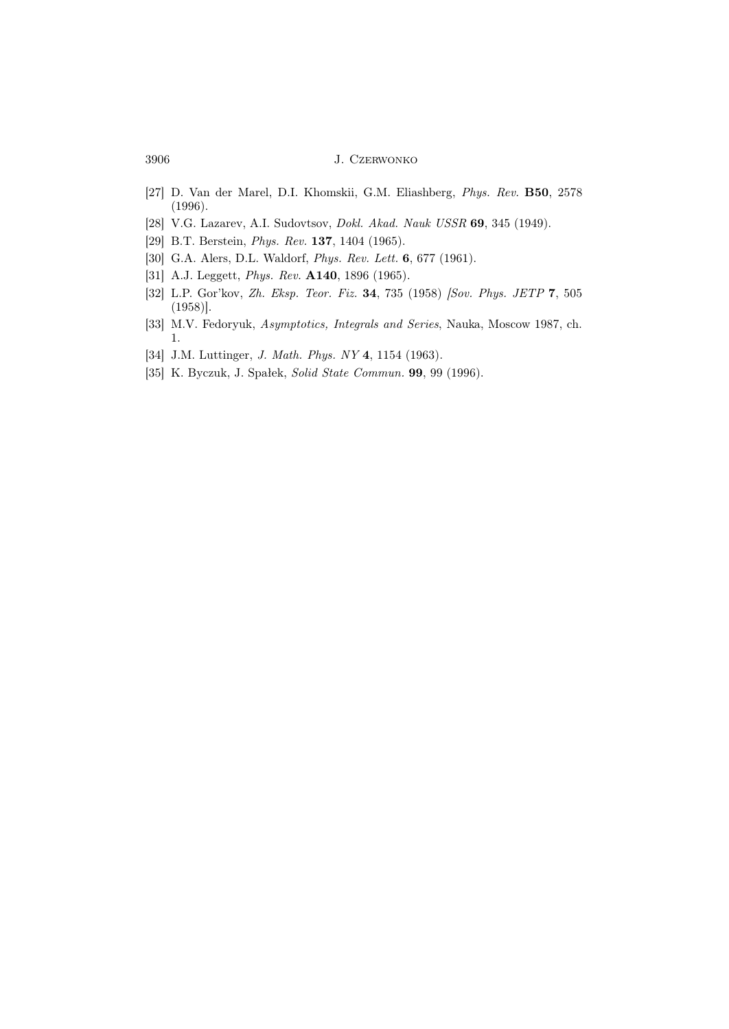[27] D. Van der Marel, D.I. Khomskii, G.M. Eliashberg, *Phys. Rev.* **B50**, 2578 (1996).

[28] V.G. Lazarev, A.I. Sudovtsov, *Dokl. Akad. Nauk USSR* **69**, 345 (1949).

[29] B.T. Berstein, *Phys. Rev.* **137**, 1404 (1965).

[30] G.A. Alers, D.L. Waldorf, *Phys. Rev. Lett.* **6**, 677 (1961).

[31] A.J. Leggett, *Phys. Rev.* **A140**, 1896 (1965).

[32] L.P. Gor'kov, *Zh. Eksp. Teor. Fiz.* **34**, 735 (1958) [*Sov. Phys. JETP* **7**, 505 (1958)].

[33] M.V. Fedoryuk, *Asymptotics, Integrals and Series*, Nauka, Moscow 1987, ch. 1.

[34] J.M. Luttinger, *J. Math. Phys. NY* **4**, 1154 (1963).

[35] K. Byczuk, J. Spałek, *Solid State Commun.* **99**, 99 (1996).